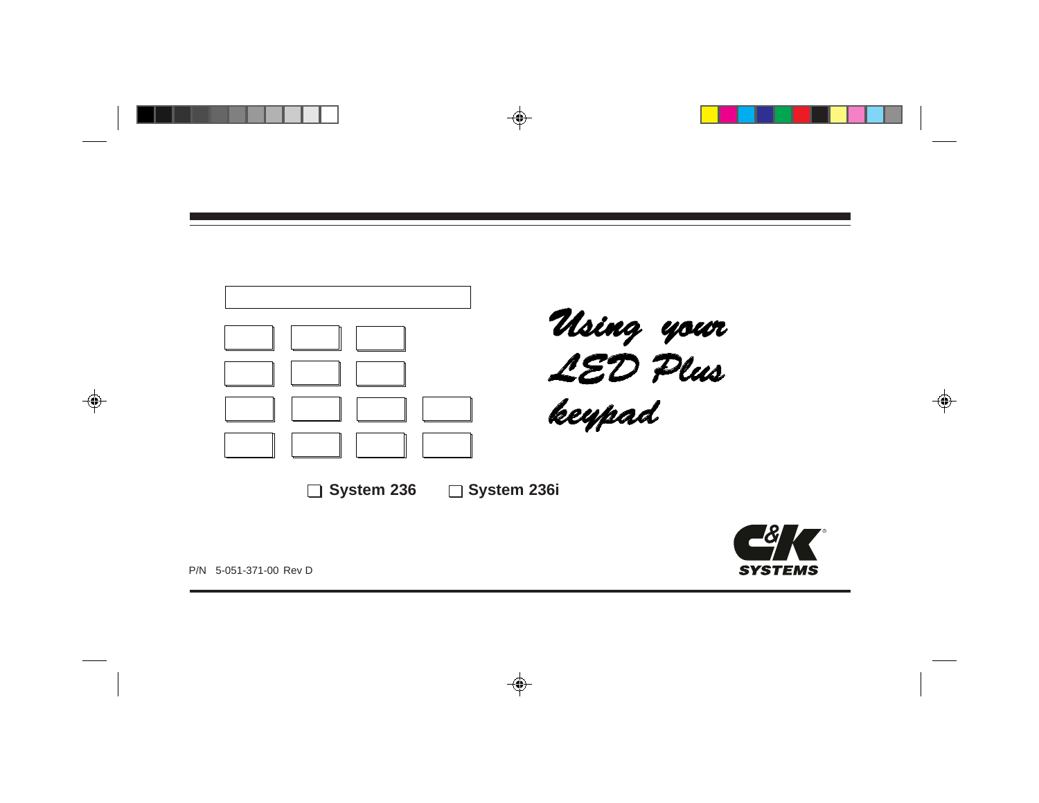# Using your LED Plus keypad

❑ System 236 ❑ System 236i

C&K SYSTEMS

P/N 5-051-371-00 Rev D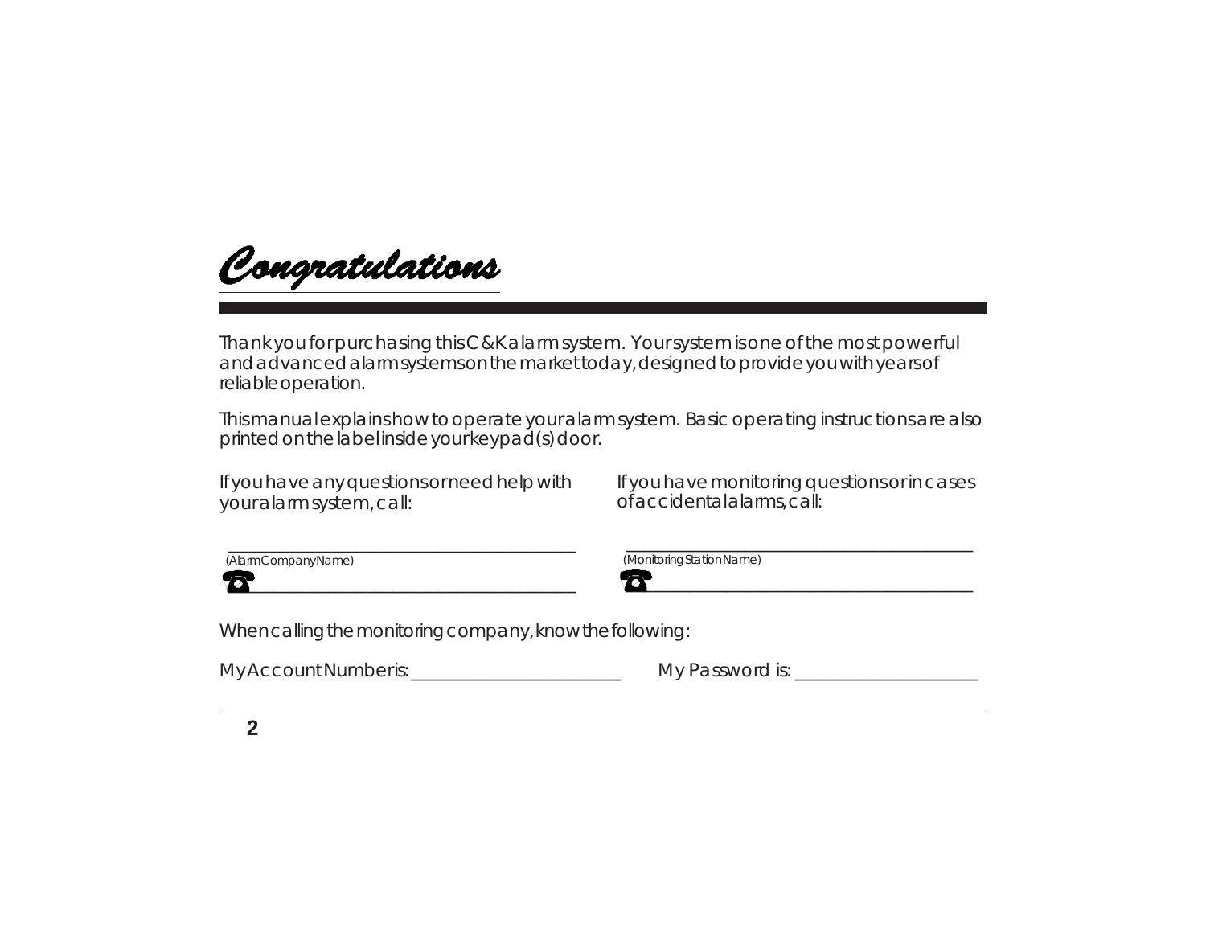# Congratulations

Thank you for purchasing this C&K alarm system. Your system is one of the most powerful and advanced alarm systems on the market today, designed to provide you with years of reliable operation.

This manual explains how to operate your alarm system. Basic operating instructions are also printed on the label inside your keypad(s) door.

If you have any questions or need help with your alarm system, call:

_______________________________________
(Alarm Company Name)

☎ _______________________________________

If you have monitoring questions or in cases of accidental alarms, call:

_______________________________________
(Monitoring Station Name)

☎ _______________________________________

When calling the monitoring company, know the following:

My Account Number is: _______________________ My Password is: ___________________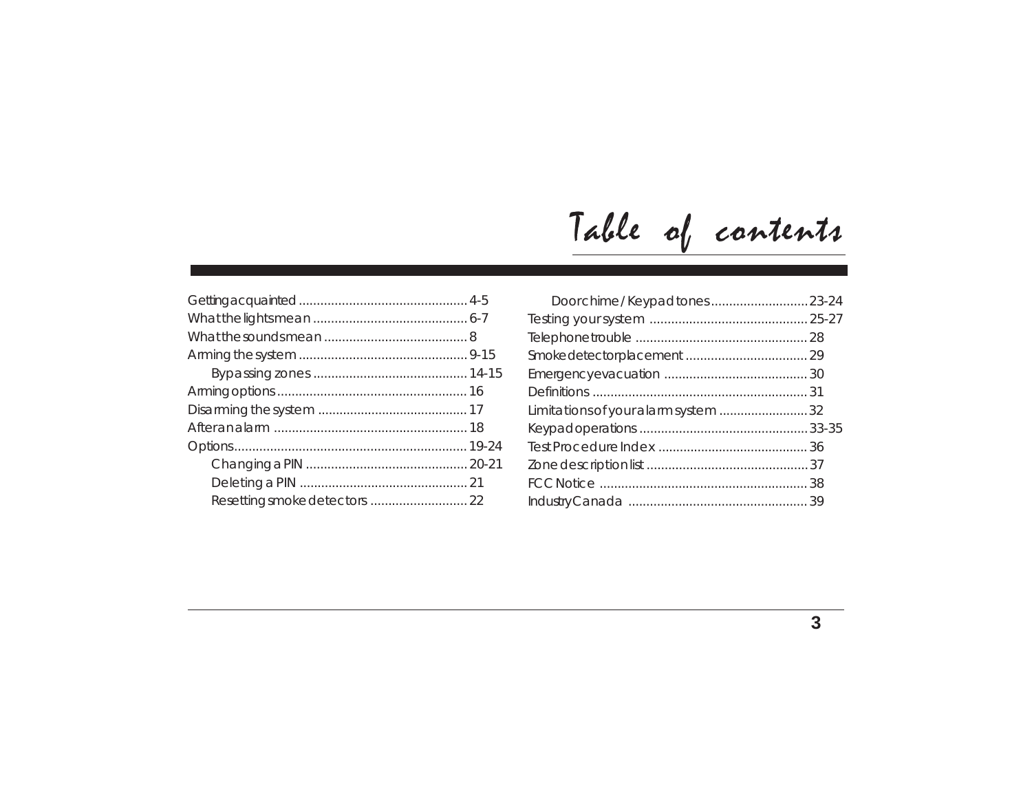# Table of contents

Getting acquainted ............................................. 4-5
What the lights mean ........................................... 6-7
What the sounds mean ........................................ 8
Arming the system ............................................. 9-15
    Bypassing zones ........................................... 14-15
Arming options ..................................................... 16
Disarming the system .......................................... 17
After an alarm ...................................................... 18
Options.................................................................. 19-24
    Changing a PIN ............................................. 20-21
    Deleting a PIN .............................................. 21
    Resetting smoke detectors ........................... 22
    Doorchime / Keypad tones........................... 23-24
Testing your system ............................................ 25-27
Telephone trouble ................................................ 28
Smoke detector placement .................................. 29
Emergency evacuation ........................................ 30
Definitions ............................................................ 31
Limitations of your alarm system ......................... 32
Keypad operations ............................................... 33-35
Test Procedure Index .......................................... 36
Zone description list ............................................. 37
FCC Notice .......................................................... 38
Industry Canada .................................................. 39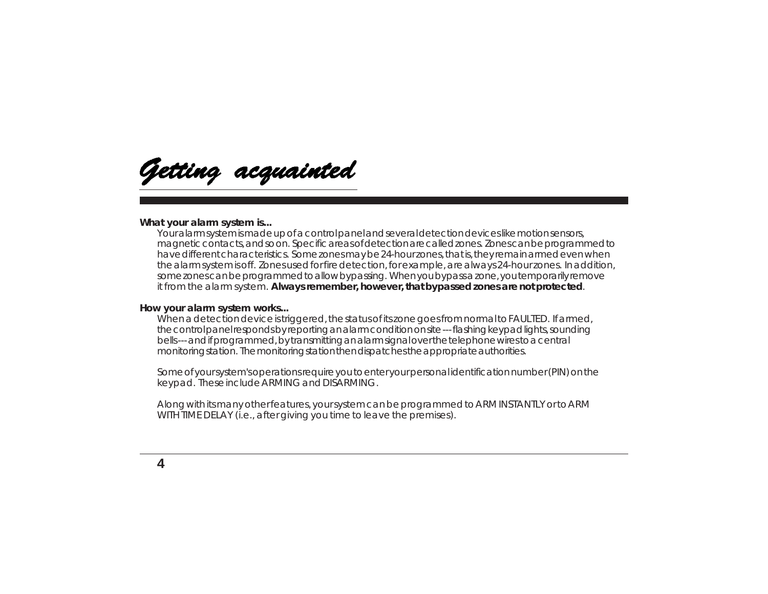# *Getting acquainted*

**What your alarm system is...**

Your alarm system is made up of a control panel and several detection devices like motion sensors, magnetic contacts, and so on. Specific areas of detection are called zones. Zones can be programmed to have different characteristics. Some zones may be 24-hour zones, that is, they remain armed even when the alarm system is off. Zones used for fire detection, for example, are always 24-hour zones. In addition, some zones can be programmed to allow bypassing. When you bypass a zone, you temporarily remove it from the alarm system. **Always remember, however, that bypassed zones are not protected**.

**How your alarm system works...**

When a detection device is triggered, the status of its zone goes from normal to FAULTED. If armed, the control panel responds by reporting an alarm condition on site --- flashing keypad lights, sounding bells--- and if programmed, by transmitting an alarm signal over the telephone wires to a central monitoring station. The monitoring station then dispatches the appropriate authorities.

Some of your system's operations require you to enter your personal identification number (PIN) on the keypad. These include ARMING and DISARMING.

Along with its many other features, your system can be programmed to ARM INSTANTLY or to ARM WITH TIME DELAY (i.e., after giving you time to leave the premises).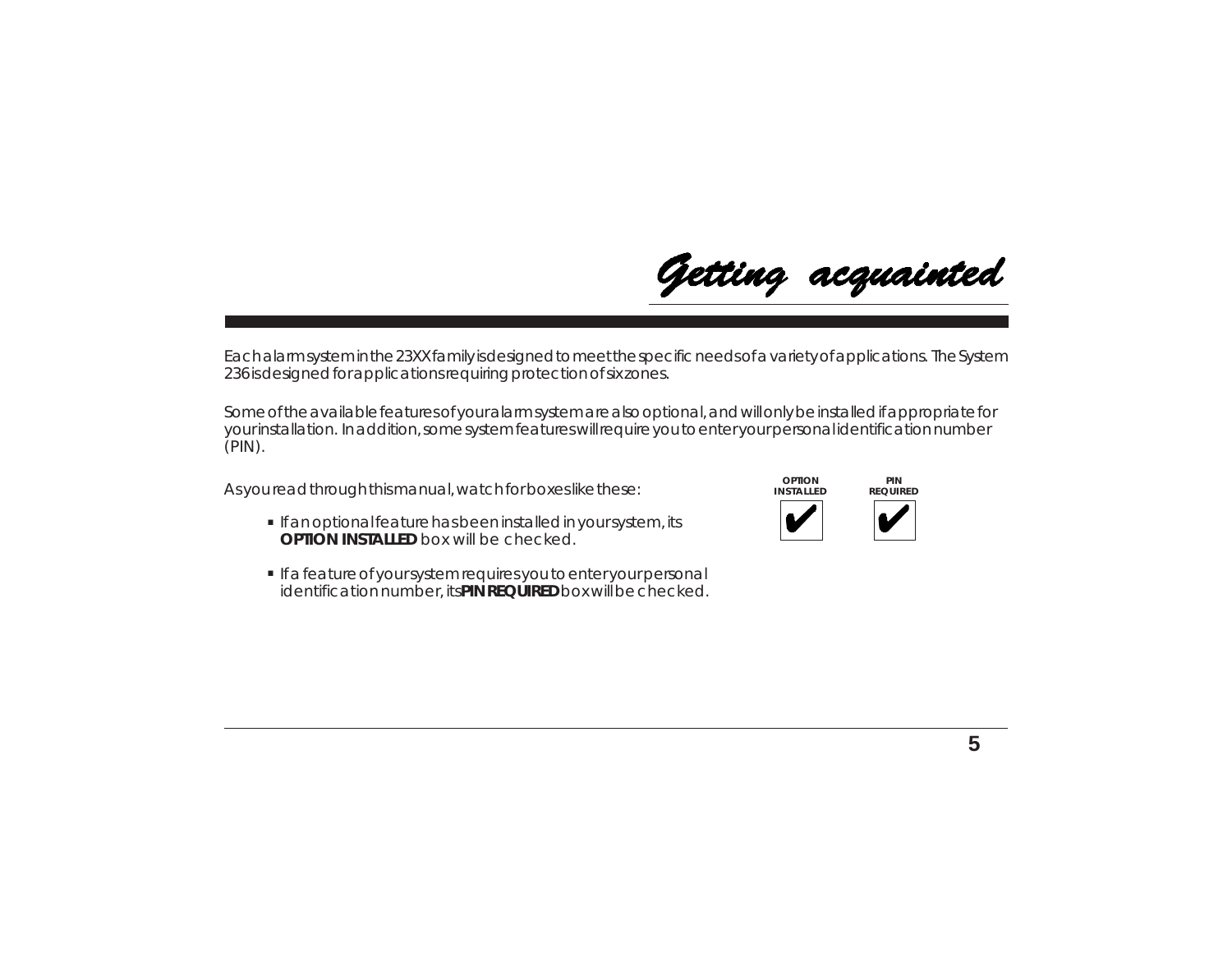# Getting acquainted

Each alarm system in the 23XX family is designed to meet the specific needs of a variety of applications. The System 236 is designed for applications requiring protection of six zones.

Some of the available features of your alarm system are also optional, and will only be installed if appropriate for your installation. In addition, some system features will require you to enter your personal identification number (PIN).

As you read through this manual, watch for boxes like these:

| OPTION INSTALLED | PIN REQUIRED |
| --- | --- |
| ✔ | ✔ |

- If an optional feature has been installed in your system, its **OPTION INSTALLED** box will be checked.
- If a feature of your system requires you to enter your personal identification number, its **PIN REQUIRED** box will be checked.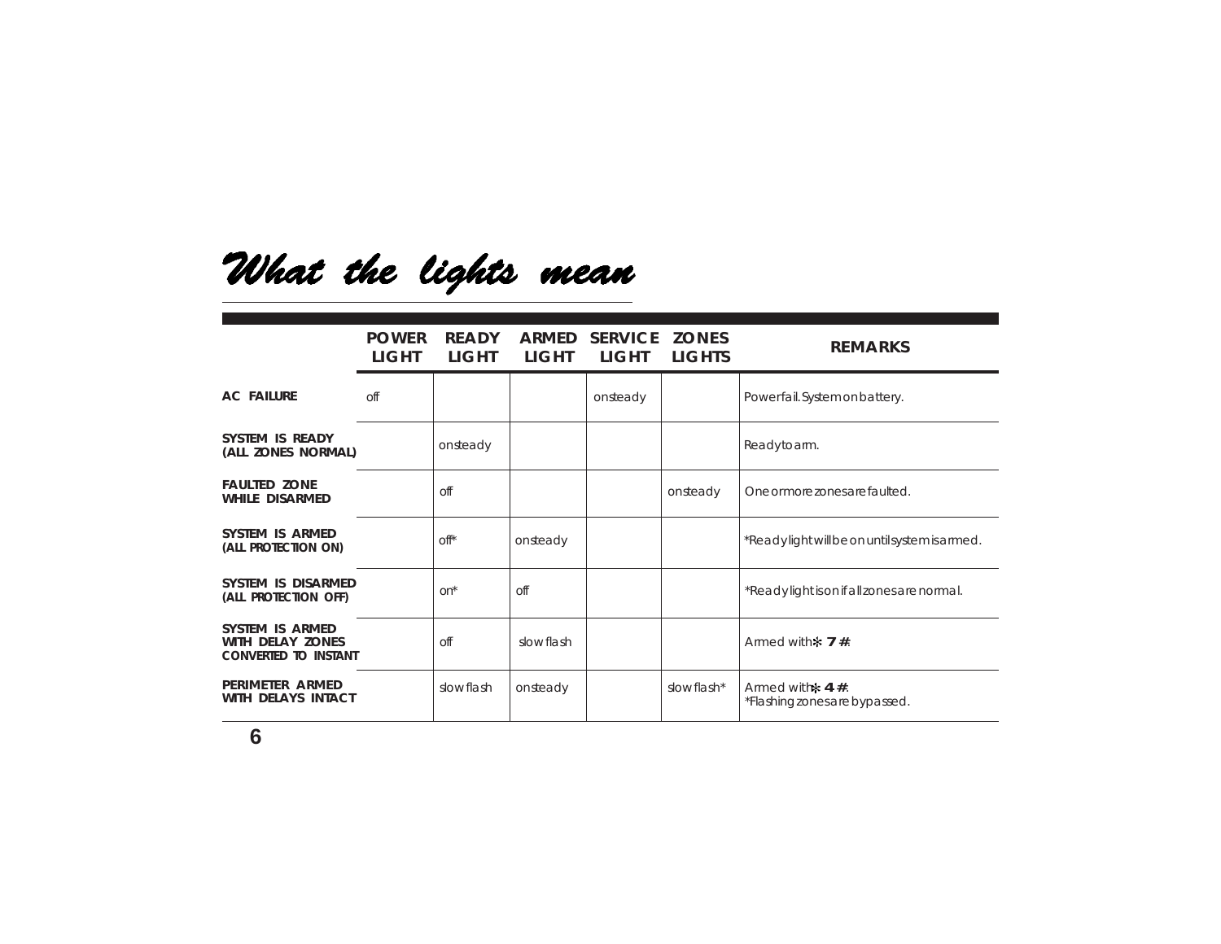# What the lights mean

| | POWER LIGHT | READY LIGHT | ARMED LIGHT | SERVICE LIGHT | ZONES LIGHTS | REMARKS |
|---|---|---|---|---|---|---|
| **AC FAILURE** | off | | | onsteady | | Powerfail. System on battery. |
| **SYSTEM IS READY (ALL ZONES NORMAL)** | | onsteady | | | | Ready to arm. |
| **FAULTED ZONE WHILE DISARMED** | | off | | | onsteady | One or more zones are faulted. |
| **SYSTEM IS ARMED (ALL PROTECTION ON)** | | off* | onsteady | | | *Ready light will be on until system is armed. |
| **SYSTEM IS DISARMED (ALL PROTECTION OFF)** | | on* | off | | | *Ready light is on if all zones are normal. |
| **SYSTEM IS ARMED WITH DELAY ZONES CONVERTED TO INSTANT** | | off | slow flash | | | Armed with **✻ 7 #**. |
| **PERIMETER ARMED WITH DELAYS INTACT** | | slow flash | onsteady | | slow flash* | Armed with **✻ 4 #**. *Flashing zones are bypassed. |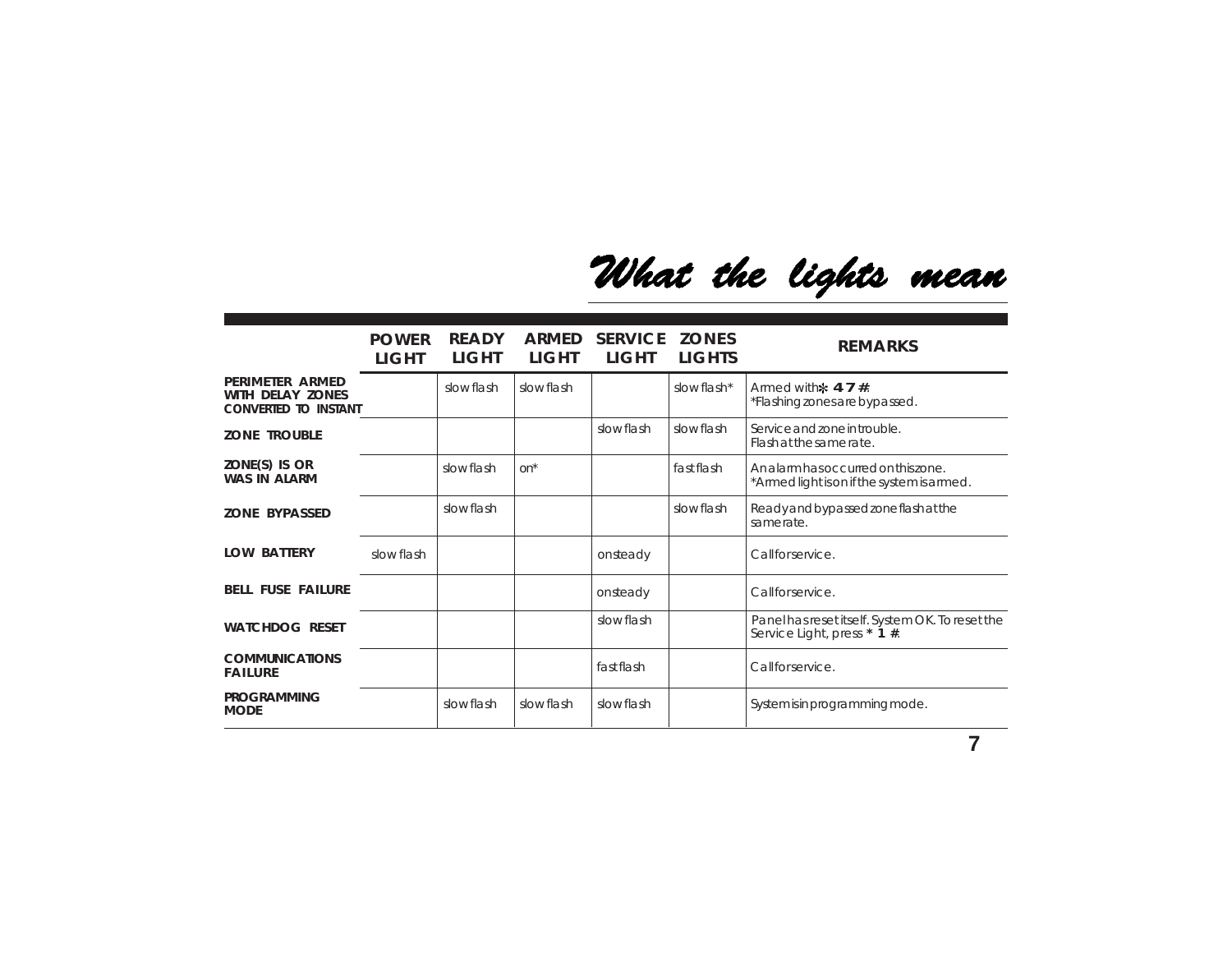# What the lights mean

| | POWER LIGHT | READY LIGHT | ARMED LIGHT | SERVICE LIGHT | ZONES LIGHTS | REMARKS |
|---|---|---|---|---|---|---|
| **PERIMETER ARMED WITH DELAY ZONES CONVERTED TO INSTANT** | | slow flash | slow flash | | slow flash* | Armed with **\* 4 7 #**. *Flashing zones are bypassed. |
| **ZONE TROUBLE** | | | | slow flash | slow flash | Service and zone in trouble. Flash at the same rate. |
| **ZONE(S) IS OR WAS IN ALARM** | | slow flash | on* | | fast flash | An alarm has occurred on this zone. *Armed light is on if the system is armed. |
| **ZONE BYPASSED** | | slow flash | | | slow flash | Ready and bypassed zone flash at the same rate. |
| **LOW BATTERY** | slow flash | | | on steady | | Call for service. |
| **BELL FUSE FAILURE** | | | | on steady | | Call for service. |
| **WATCHDOG RESET** | | | | slow flash | | Panel has reset itself. System OK. To reset the Service Light, press **\* 1 #**. |
| **COMMUNICATIONS FAILURE** | | | | fast flash | | Call for service. |
| **PROGRAMMING MODE** | | slow flash | slow flash | slow flash | | System is in programming mode. |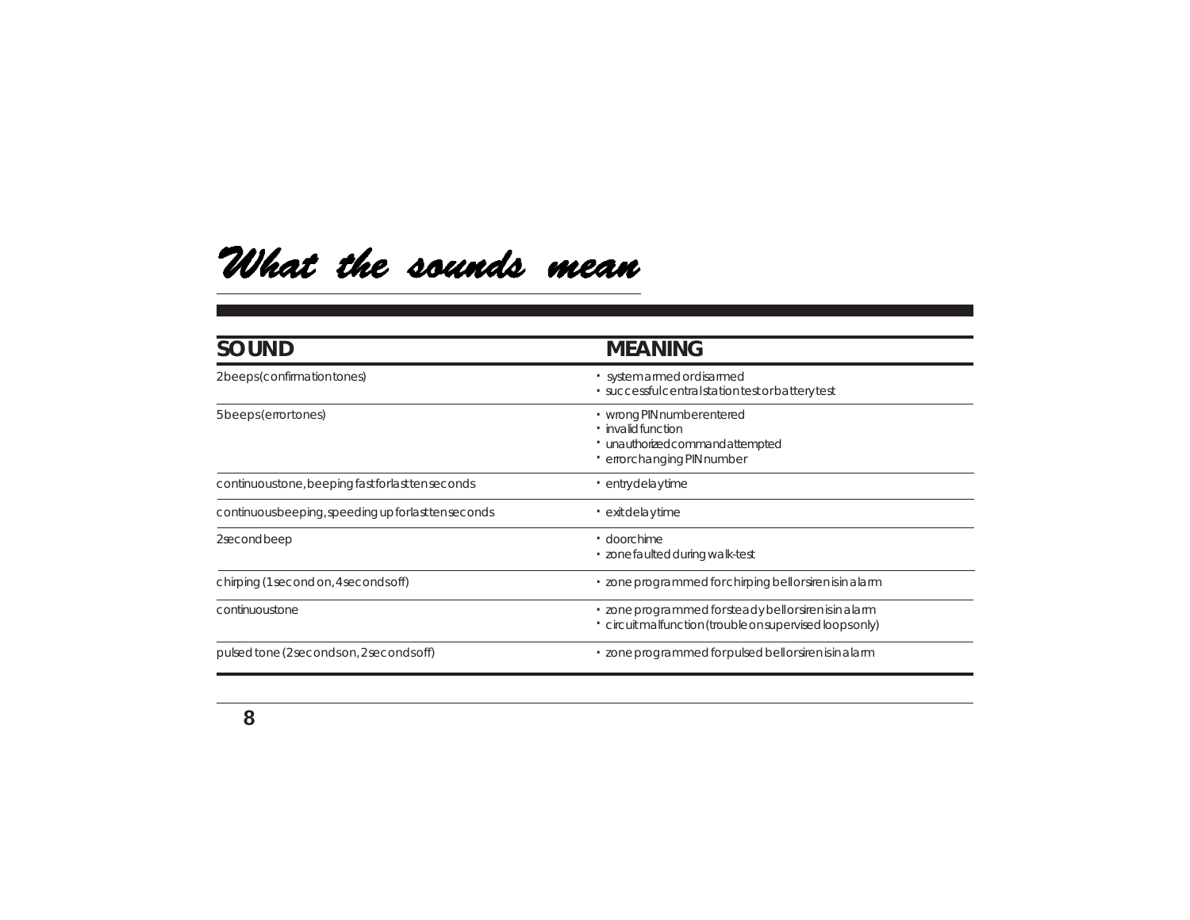# What the sounds mean

| SOUND | MEANING |
|---|---|
| 2 beeps (confirmation tones) | • system armed or disarmed<br>• successful central station test or battery test |
| 5 beeps (error tones) | • wrong PIN number entered<br>• invalid function<br>• unauthorized command attempted<br>• error changing PIN number |
| continuous tone, beeping fast for last ten seconds | • entry delay time |
| continuous beeping, speeding up for last ten seconds | • exit delay time |
| 2 second beep | • door chime<br>• zone faulted during walk-test |
| chirping (1 second on, 4 seconds off) | • zone programmed for chirping bell or siren is in alarm |
| continuous tone | • zone programmed for steady bell or siren is in alarm<br>• circuit malfunction (trouble on supervised loops only) |
| pulsed tone (2 seconds on, 2 seconds off) | • zone programmed for pulsed bell or siren is in alarm |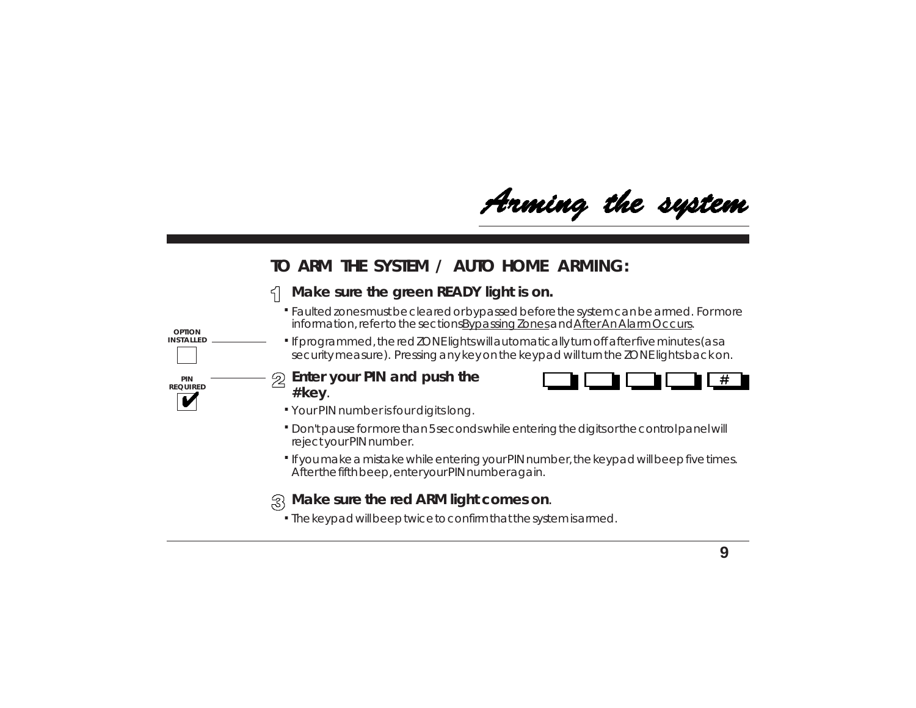# Arming the system

## TO ARM THE SYSTEM / AUTO HOME ARMING:

OPTION INSTALLED ☐

PIN REQUIRED ✔

1. **Make sure the green READY light is on.**
   - Faulted zones must be cleared or bypassed before the system can be armed. For more information, refer to the sections Bypassing Zones and After An Alarm Occurs.
   - If programmed, the red ZONE lights will automatically turn off after five minutes (as a security measure). Pressing any key on the keypad will turn the ZONE lights back on.

2. **Enter your PIN and push the #key.**

   [ ] [ ] [ ] [ ] [ # ]

   - Your PIN number is four digits long.
   - Don't pause for more than 5 seconds while entering the digits or the control panel will reject your PIN number.
   - If you make a mistake while entering your PIN number, the keypad will beep five times. After the fifth beep, enter your PIN number again.

3. **Make sure the red ARM light comes on.**
   - The keypad will beep twice to confirm that the system is armed.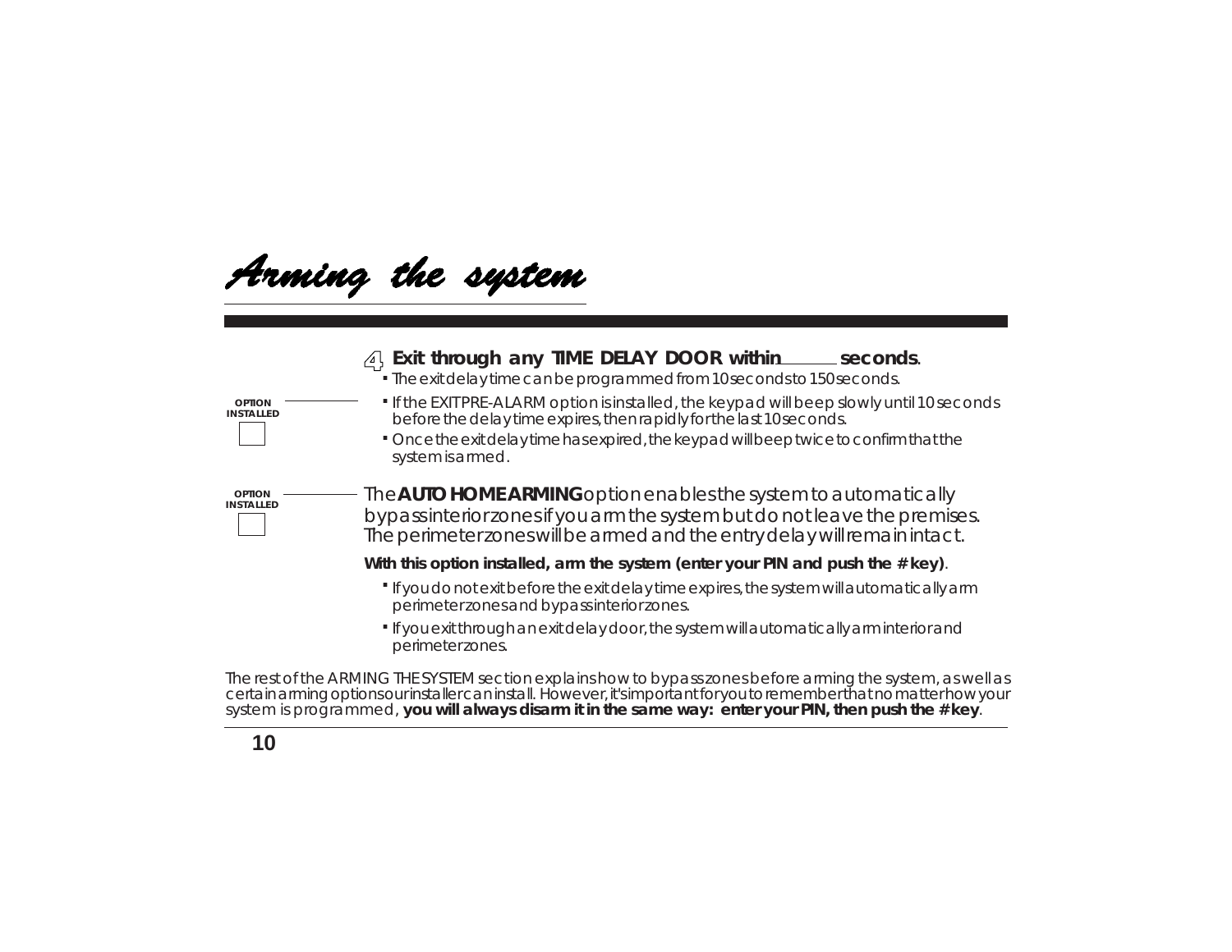# Arming the system

4. **Exit through any TIME DELAY DOOR within ______ seconds**.
   - The exit delay time can be programmed from 10 seconds to 150 seconds.
   - If the EXIT PRE-ALARM option is installed, the keypad will beep slowly until 10 seconds before the delay time expires, then rapidly for the last 10 seconds.
   - Once the exit delay time has expired, the keypad will beep twice to confirm that the system is armed.

OPTION INSTALLED ☐

OPTION INSTALLED ☐

The **AUTO HOME ARMING** option enables the system to automatically bypass interior zones if you arm the system but do not leave the premises. The perimeter zones will be armed and the entry delay will remain intact.

**With this option installed, arm the system (enter your PIN and push the # key)**.

- If you do not exit before the exit delay time expires, the system will automatically arm perimeter zones and bypass interior zones.
- If you exit through an exit delay door, the system will automatically arm interior and perimeter zones.

The rest of the ARMING THE SYSTEM section explains how to bypass zones before arming the system, as well as certain arming options our installer can install. However, it's important for you to remember that no matter how your system is programmed, **you will always disarm it in the same way: enter your PIN, then push the # key**.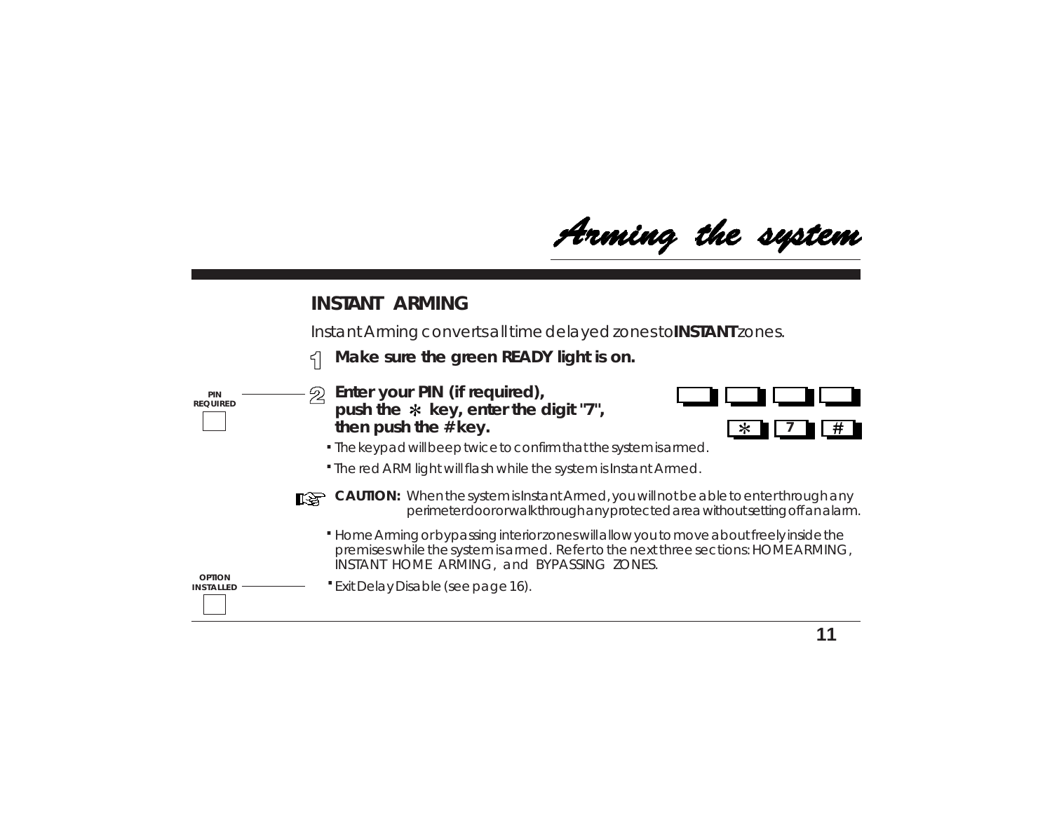# Arming the system

## INSTANT ARMING

Instant Arming converts all time delayed zones to **INSTANT** zones.

1. **Make sure the green READY light is on.**

PIN REQUIRED

2. **Enter your PIN (if required), push the * key, enter the digit "7", then push the # key.**

   * 7 #

   - The keypad will beep twice to confirm that the system is armed.
   - The red ARM light will flash while the system is Instant Armed.

**CAUTION:** When the system is Instant Armed, you will not be able to enter through any perimeter door or walk through any protected area without setting off an alarm.

- Home Arming or bypassing interior zones will allow you to move about freely inside the premises while the system is armed. Refer to the next three sections: HOME ARMING, INSTANT HOME ARMING, and BYPASSING ZONES.

OPTION INSTALLED

- Exit Delay Disable (see page 16).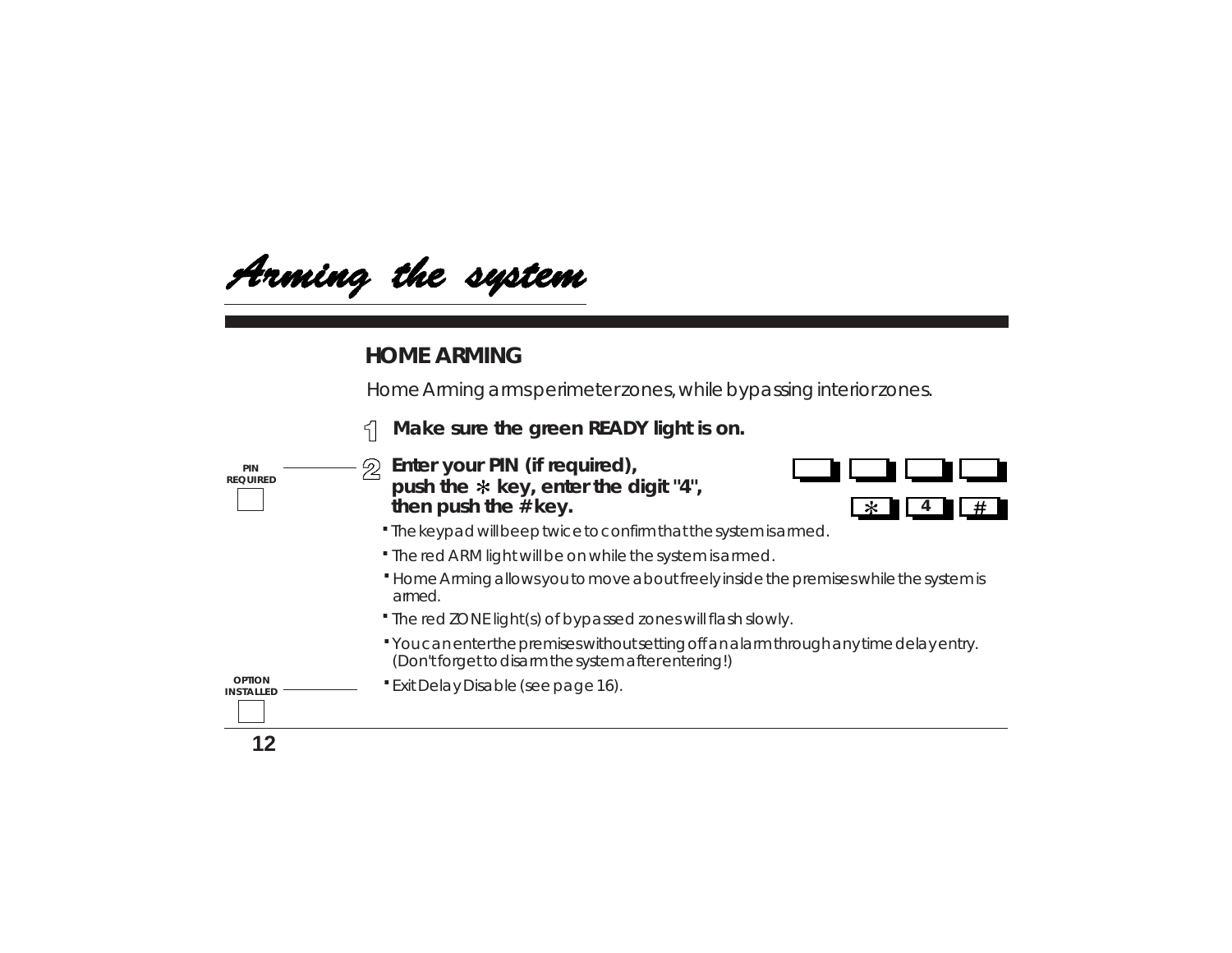# Arming the system

## HOME ARMING

Home Arming arms perimeter zones, while bypassing interior zones.

1. **Make sure the green READY light is on.**

PIN REQUIRED

2. **Enter your PIN (if required), push the * key, enter the digit "4", then push the # key.**

[ ] [ ] [ ] [ ]
[*] [4] [#]

- The keypad will beep twice to confirm that the system is armed.
- The red ARM light will be on while the system is armed.
- Home Arming allows you to move about freely inside the premises while the system is armed.
- The red ZONE light(s) of bypassed zones will flash slowly.
- You can enter the premises without setting off an alarm through any time delay entry. (Don't forget to disarm the system after entering!)

OPTION INSTALLED

- Exit Delay Disable (see page 16).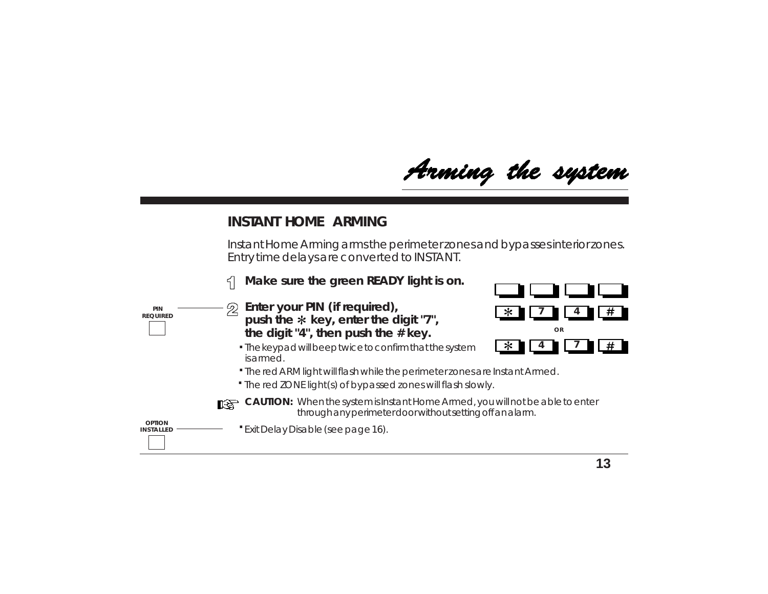# Arming the system

## INSTANT HOME ARMING

Instant Home Arming arms the perimeter zones and bypasses interior zones. Entry time delays are converted to INSTANT.

1. **Make sure the green READY light is on.**

2. **Enter your PIN (if required), push the * key, enter the digit "7", the digit "4", then push the # key.**

   [ ] [ ] [ ] [ ]

   [*] [7] [4] [#]

   OR

   [*] [4] [7] [#]

   - The keypad will beep twice to confirm that the system is armed.
   - The red ARM light will flash while the perimeter zones are Instant Armed.
   - The red ZONE light(s) of bypassed zones will flash slowly.

PIN REQUIRED [ ]

**CAUTION:** When the system is Instant Home Armed, you will not be able to enter through any perimeter door without setting off an alarm.

OPTION INSTALLED [ ]

- Exit Delay Disable (see page 16).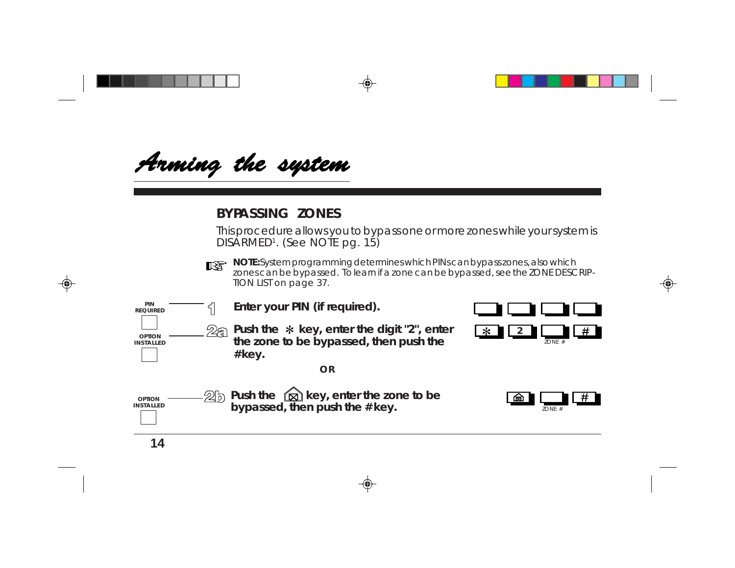# Arming the system

## BYPASSING ZONES

This procedure allows you to bypass one or more zones while your system is DISARMED[1]. (See NOTE pg. 15)

**NOTE:** System programming determines which PINs can bypass zones, also which zones can be bypassed. To learn if a zone can be bypassed, see the ZONE DESCRIPTION LIST on page 37.

PIN REQUIRED ☐

**1 Enter your PIN (if required).**

[ ] [ ] [ ] [ ]

OPTION INSTALLED ☐

**2a Push the * key, enter the digit "2", enter the zone to be bypassed, then push the # key.**

[ * ] [ 2 ] [ ZONE # ] [ # ]

**OR**

OPTION INSTALLED ☐

**2b Push the ⊠ key, enter the zone to be bypassed, then push the # key.**

[ ⊠ ] [ ZONE # ] [ # ]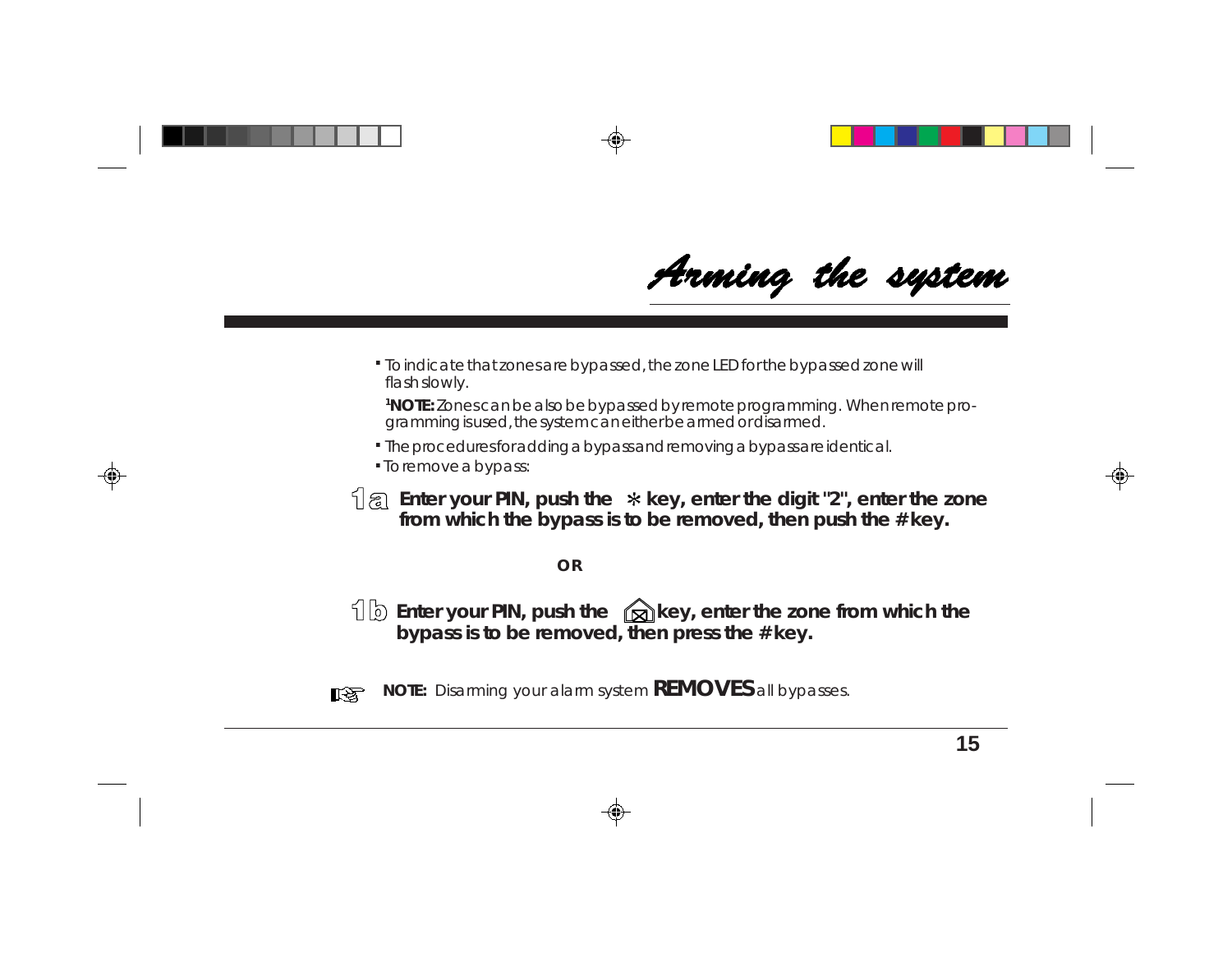# Arming the system

- To indicate that zones are bypassed, the zone LED for the bypassed zone will flash slowly.

  [1]**NOTE:** Zones can be also be bypassed by remote programming. When remote programming is used, the system can either be armed or disarmed.

- The procedures for adding a bypass and removing a bypass are identical.
- To remove a bypass:

**1a** **Enter your PIN, push the * key, enter the digit "2", enter the zone from which the bypass is to be removed, then push the # key.**

**OR**

**1b** **Enter your PIN, push the bypass key, enter the zone from which the bypass is to be removed, then press the # key.**

**NOTE:** Disarming your alarm system **REMOVES** all bypasses.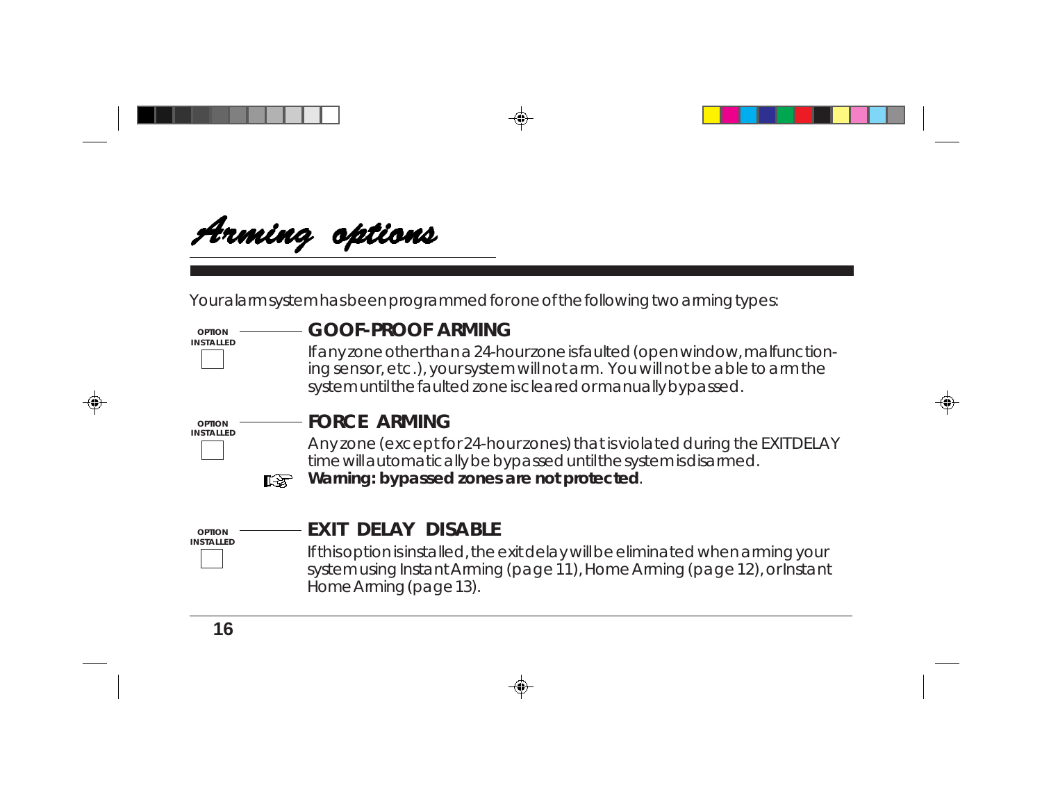# Arming options

Your alarm system has been programmed for one of the following two arming types:

OPTION INSTALLED ☐

## GOOF-PROOF ARMING

If any zone other than a 24-hour zone is faulted (open window, malfunctioning sensor, etc.), your system will not arm. You will not be able to arm the system until the faulted zone is cleared or manually bypassed.

OPTION INSTALLED ☐

## FORCE ARMING

Any zone (except for 24-hour zones) that is violated during the EXIT DELAY time will automatically be bypassed until the system is disarmed.

☞ **Warning: bypassed zones are not protected**.

OPTION INSTALLED ☐

## EXIT DELAY DISABLE

If this option is installed, the exit delay will be eliminated when arming your system using Instant Arming (page 11), Home Arming (page 12), or Instant Home Arming (page 13).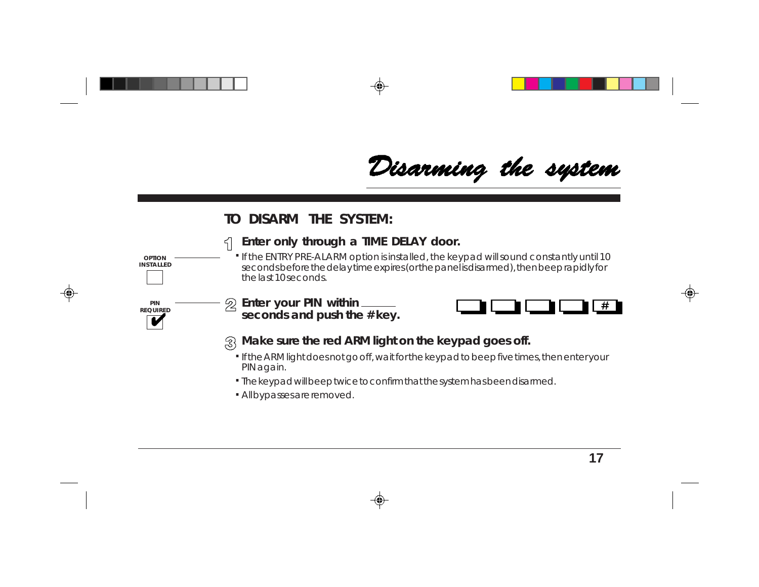# Disarming the system

## TO DISARM THE SYSTEM:

OPTION INSTALLED ☐

1. **Enter only through a TIME DELAY door.**
   - If the ENTRY PRE-ALARM option is installed, the keypad will sound constantly until 10 seconds before the delay time expires (or the panel is disarmed), then beep rapidly for the last 10 seconds.

PIN REQUIRED ✔

2. **Enter your PIN within ______ seconds and push the # key.**

   [ ] [ ] [ ] [ ] [ # ]

3. **Make sure the red ARM light on the keypad goes off.**
   - If the ARM light does not go off, wait for the keypad to beep five times, then enter your PIN again.
   - The keypad will beep twice to confirm that the system has been disarmed.
   - All bypasses are removed.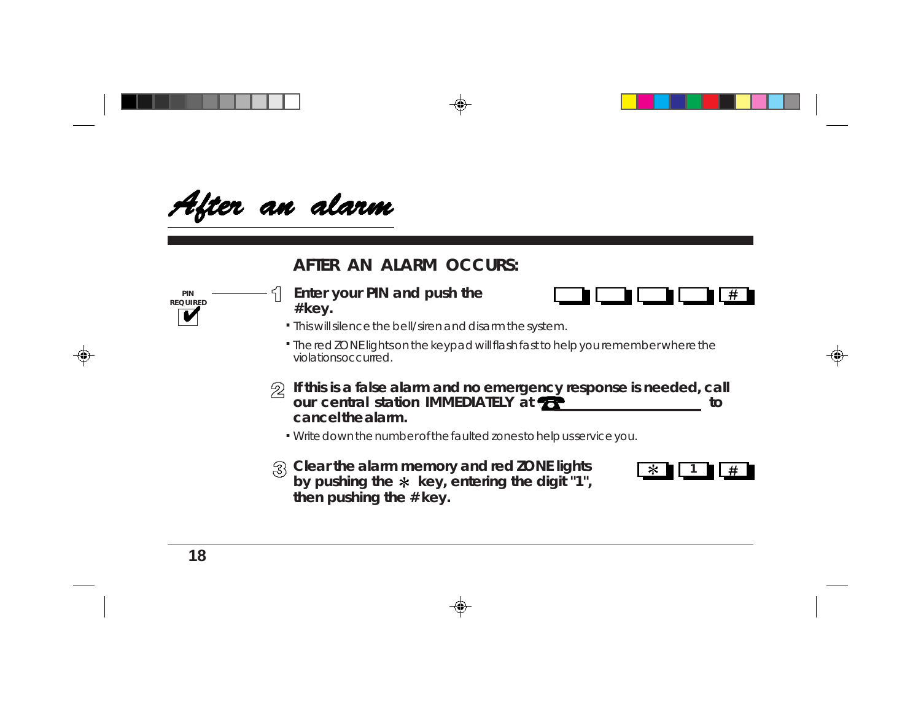# After an alarm

## AFTER AN ALARM OCCURS:

PIN REQUIRED ✔

1. **Enter your PIN and push the #key.**

   [ ] [ ] [ ] [ ] [#]

   - This will silence the bell/siren and disarm the system.
   - The red ZONE lights on the keypad will flash fast to help you remember where the violations occurred.

2. **If this is a false alarm and no emergency response is needed, call our central station IMMEDIATELY at ☎ ____________________ to cancel the alarm.**

   - Write down the number of the faulted zones to help us service you.

3. **Clear the alarm memory and red ZONE lights by pushing the * key, entering the digit "1", then pushing the # key.**

   [*] [1] [#]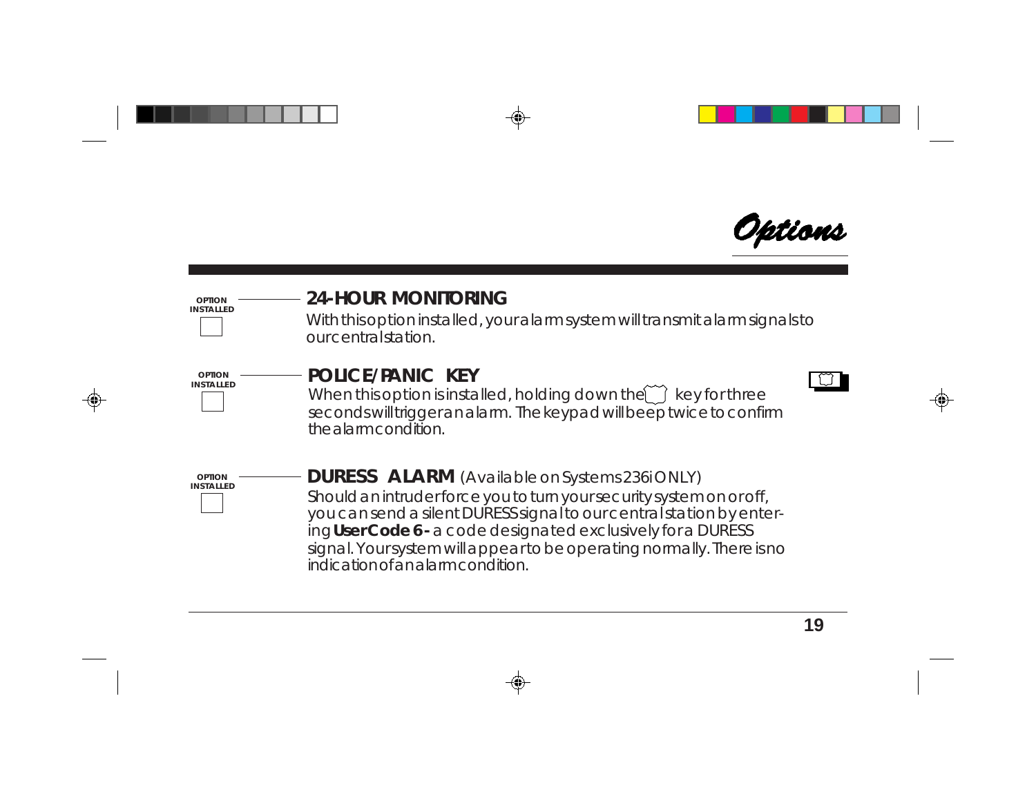# Options

**OPTION INSTALLED** ☐

## 24-HOUR MONITORING

With this option installed, your alarm system will transmit alarm signals to our central station.

**OPTION INSTALLED** ☐

## POLICE/PANIC KEY

When this option is installed, holding down the key for three seconds will trigger an alarm. The keypad will beep twice to confirm the alarm condition.

**OPTION INSTALLED** ☐

## DURESS ALARM (Available on Systems 236i ONLY)

Should an intruder force you to turn your security system on or off, you can send a silent DURESS signal to our central station by entering **UserCode 6 -** a code designated exclusively for a DURESS signal. Your system will appear to be operating normally. There is no indication of an alarm condition.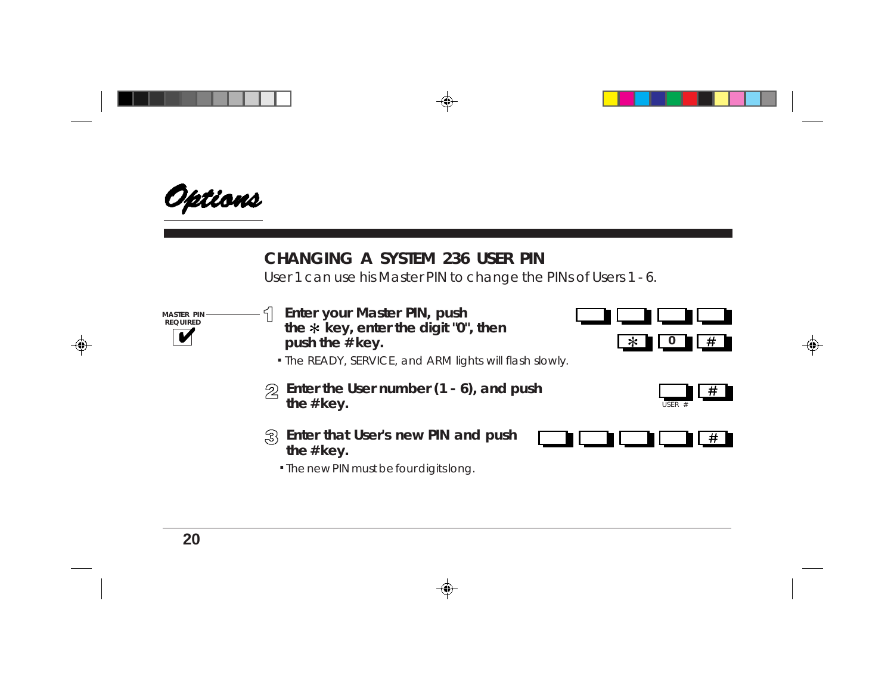# Options

## CHANGING A SYSTEM 236 USER PIN

User 1 can use his Master PIN to change the PINs of Users 1 - 6.

MASTER PIN REQUIRED ✔

1. **Enter your Master PIN, push the * key, enter the digit "0", then push the # key.**
   - The READY, SERVICE, and ARM lights will flash slowly.

   [ ] [ ] [ ] [ ]
   [*] [0] [#]

2. **Enter the User number (1 - 6), and push the # key.**

   [USER #] [#]

3. **Enter that User's new PIN and push the # key.**
   - The new PIN must be four digits long.

   [ ] [ ] [ ] [ ] [#]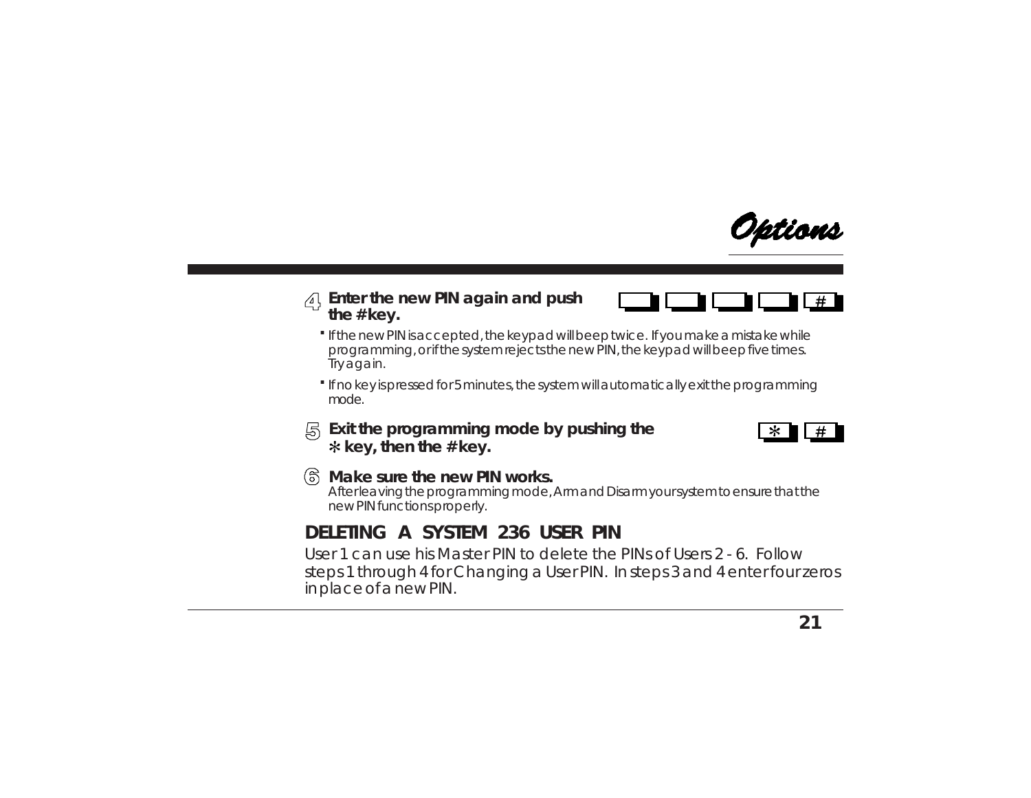Options

4. **Enter the new PIN again and push the # key.**

   [ ] [ ] [ ] [ ] [#]

   - If the new PIN is accepted, the keypad will beep twice. If you make a mistake while programming, or if the system rejects the new PIN, the keypad will beep five times. Try again.
   - If no key is pressed for 5 minutes, the system will automatically exit the programming mode.

5. **Exit the programming mode by pushing the * key, then the # key.**

   [*] [#]

6. **Make sure the new PIN works.**
   After leaving the programming mode, Arm and Disarm your system to ensure that the new PIN functions properly.

## DELETING A SYSTEM 236 USER PIN

User 1 can use his Master PIN to delete the PINs of Users 2 - 6. Follow steps 1 through 4 for Changing a User PIN. In steps 3 and 4 enter four zeros in place of a new PIN.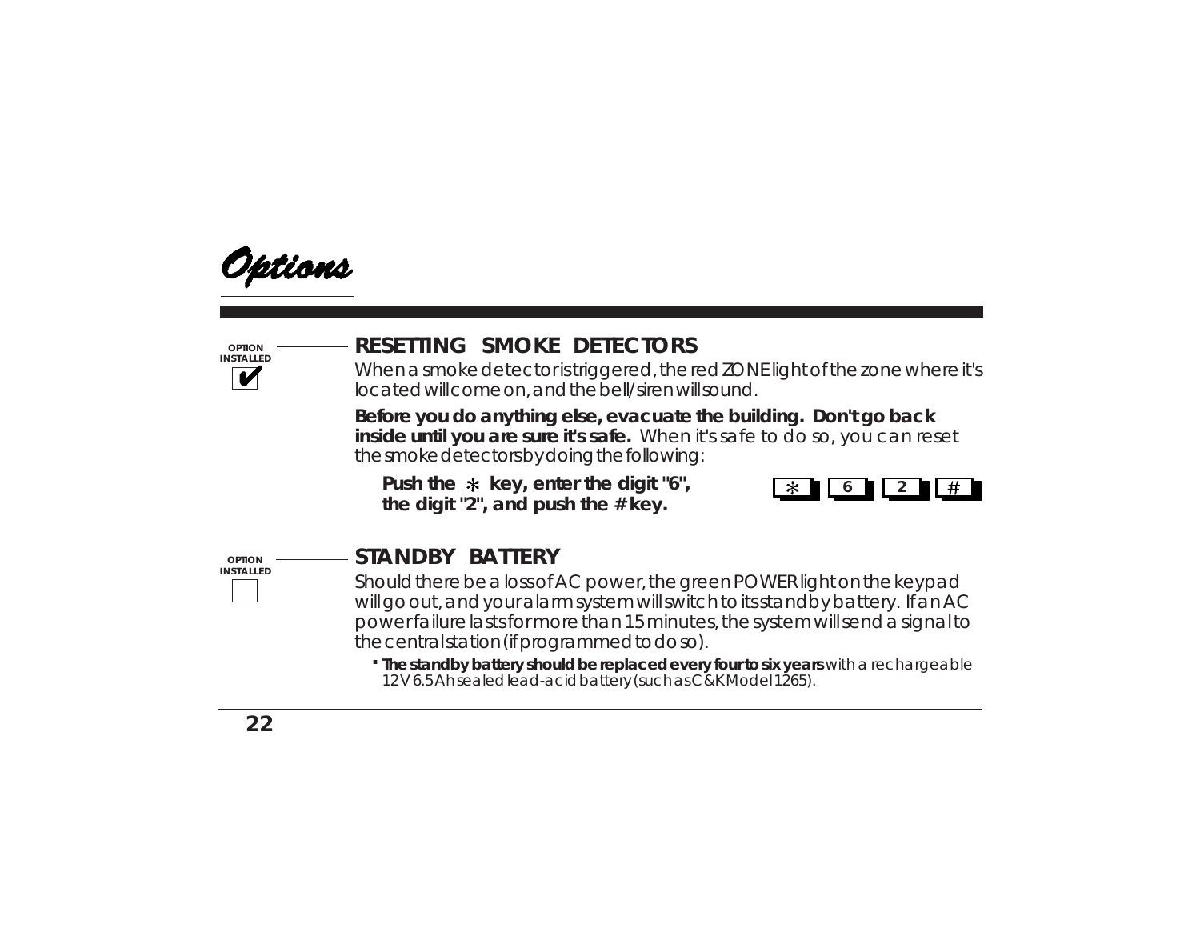# Options

OPTION INSTALLED ✔

## RESETTING SMOKE DETECTORS

When a smoke detector is triggered, the red ZONE light of the zone where it's located will come on, and the bell/siren will sound.

**Before you do anything else, evacuate the building. Don't go back inside until you are sure it's safe.** When it's safe to do so, you can reset the smoke detectors by doing the following:

**Push the * key, enter the digit "6", the digit "2", and push the # key.**

[ * ] [ 6 ] [ 2 ] [ # ]

OPTION INSTALLED ☐

## STANDBY BATTERY

Should there be a loss of AC power, the green POWER light on the keypad will go out, and your alarm system will switch to its standby battery. If an AC power failure lasts for more than 15 minutes, the system will send a signal to the central station (if programmed to do so).

- **The standby battery should be replaced every four to six years** with a rechargeable 12V 6.5Ah sealed lead-acid battery (such as C&K Model 1265).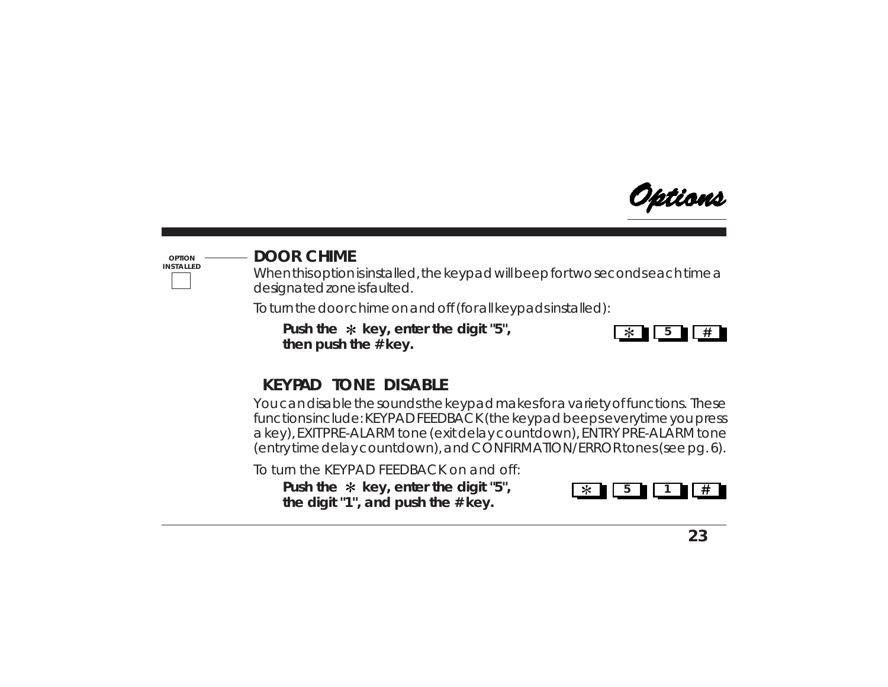# Options

OPTION INSTALLED

## DOOR CHIME

When this option is installed, the keypad will beep for two seconds each time a designated zone is faulted.

To turn the door chime on and off (for all keypads installed):

**Push the * key, enter the digit "5", then push the # key.**

* 5 #

## KEYPAD TONE DISABLE

You can disable the sounds the keypad makes for a variety of functions. These functions include: KEYPAD FEEDBACK (the keypad beeps everytime you press a key), EXIT PRE-ALARM tone (exit delay countdown), ENTRY PRE-ALARM tone (entry time delay countdown), and CONFIRMATION/ERROR tones (see pg. 6).

To turn the KEYPAD FEEDBACK on and off:

**Push the * key, enter the digit "5", the digit "1", and push the # key.**

* 5 1 #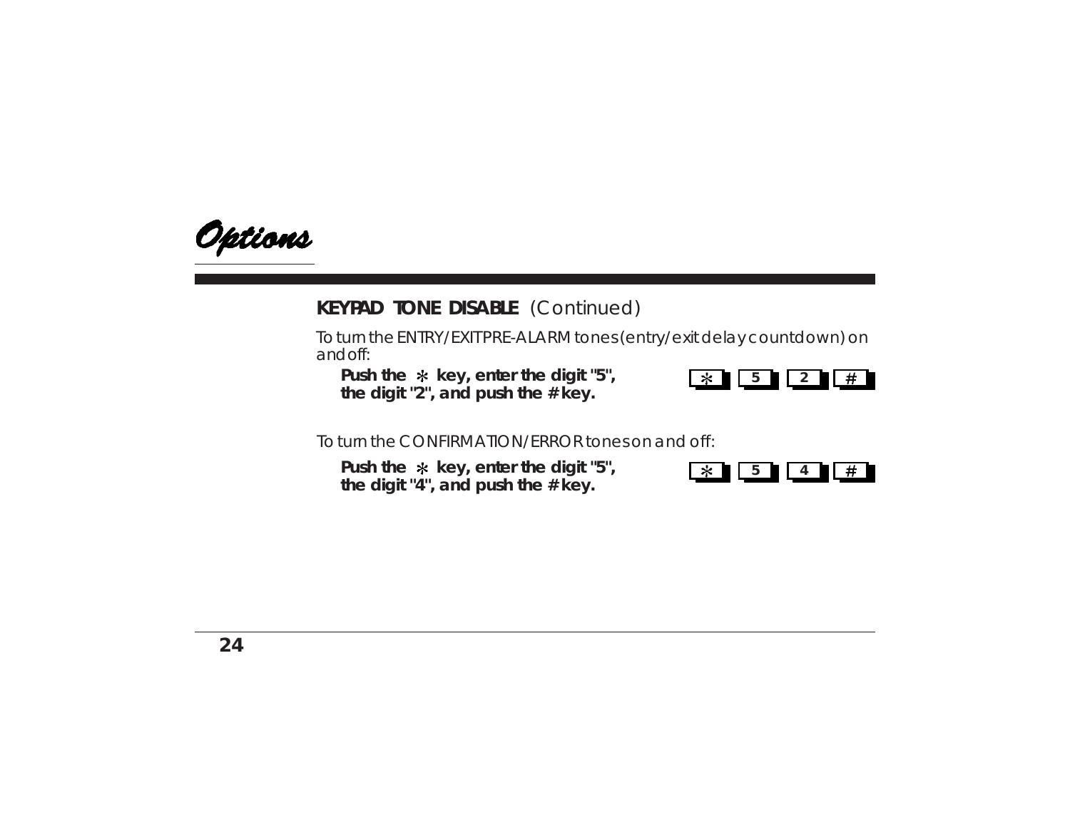# Options

## KEYPAD TONE DISABLE (Continued)

To turn the ENTRY/EXIT PRE-ALARM tones (entry/exit delay countdown) on and off:

**Push the * key, enter the digit "5", the digit "2", and push the # key.**

* 5 2 #

To turn the CONFIRMATION/ERROR tones on and off:

**Push the * key, enter the digit "5", the digit "4", and push the # key.**

* 5 4 #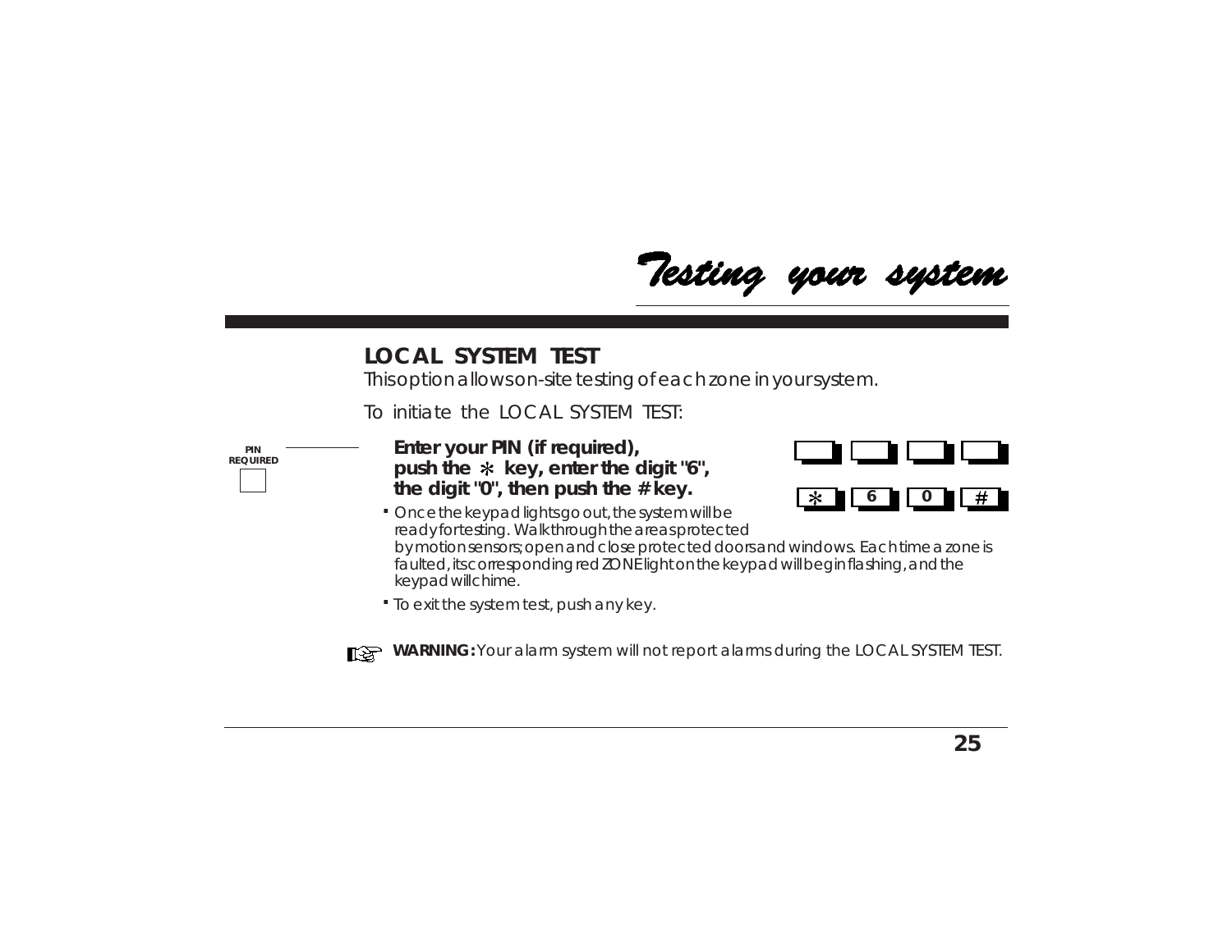# Testing your system

## LOCAL SYSTEM TEST

This option allows on-site testing of each zone in your system.

To initiate the LOCAL SYSTEM TEST:

PIN REQUIRED

**Enter your PIN (if required), push the * key, enter the digit "6", the digit "0", then push the # key.**

| | | | |
|---|---|---|---|
| * | 6 | 0 | # |

- Once the keypad lights go out, the system will be ready for testing. Walk through the areas protected by motion sensors; open and close protected doors and windows. Each time a zone is faulted, its corresponding red ZONE light on the keypad will begin flashing, and the keypad will chime.
- To exit the system test, push any key.

**WARNING:** Your alarm system will not report alarms during the LOCAL SYSTEM TEST.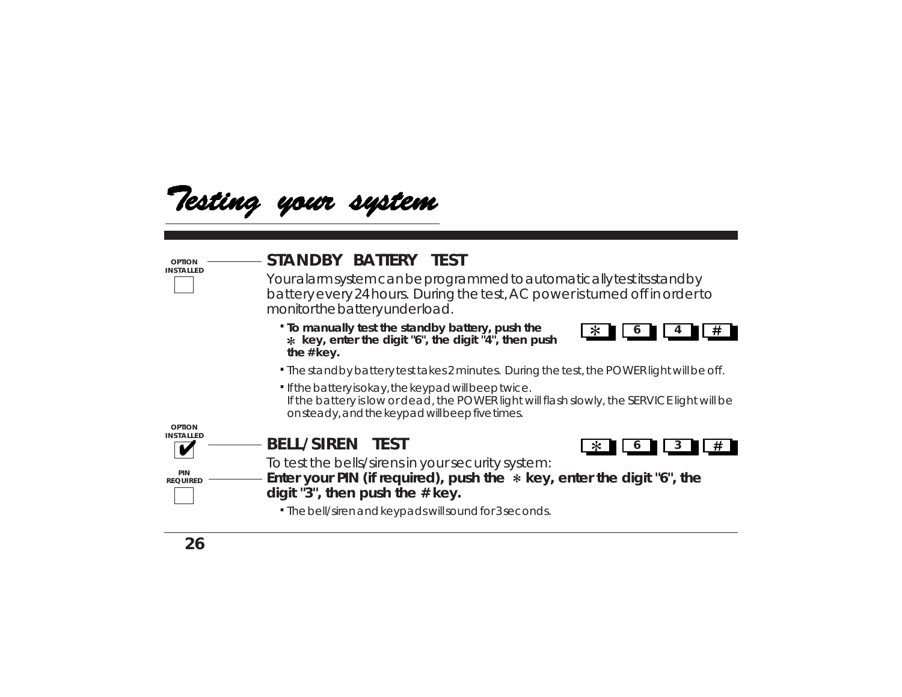# Testing your system

OPTION INSTALLED ☐

## STANDBY BATTERY TEST

Your alarm system can be programmed to automatically test its standby battery every 24 hours. During the test, AC power is turned off in order to monitor the battery under load.

- **To manually test the standby battery, push the * key, enter the digit "6", the digit "4", then push the # key.**

  * 6 4 #

- The standby battery test takes 2 minutes. During the test, the POWER light will be off.
- If the battery is okay, the keypad will beep twice.
  If the battery is low or dead, the POWER light will flash slowly, the SERVICE light will be on steady, and the keypad will beep five times.

OPTION INSTALLED ✔

PIN REQUIRED ☐

## BELL/SIREN TEST

* 6 3 #

To test the bells/sirens in your security system:
**Enter your PIN (if required), push the * key, enter the digit "6", the digit "3", then push the # key.**

- The bell/siren and keypads will sound for 3 seconds.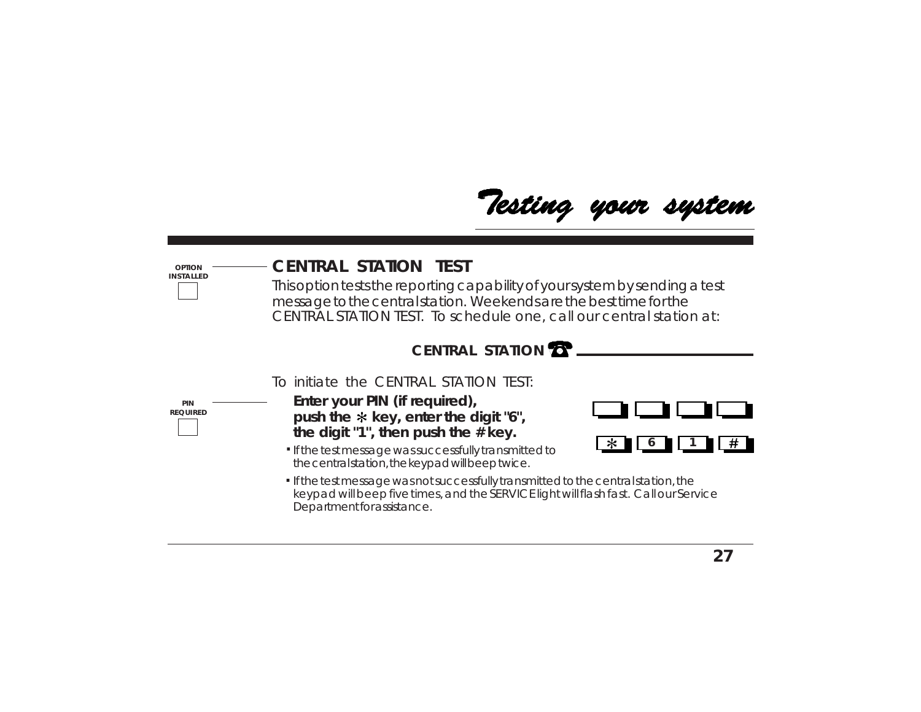# Testing your system

OPTION INSTALLED

## CENTRAL STATION TEST

This option tests the reporting capability of your system by sending a test message to the central station. Weekends are the best time for the CENTRAL STATION TEST. To schedule one, call our central station at:

**CENTRAL STATION ☎ ______________________**

To initiate the CENTRAL STATION TEST:

PIN REQUIRED

**Enter your PIN (if required), push the * key, enter the digit "6", the digit "1", then push the # key.**

[ ] [ ] [ ] [ ]

[*] [6] [1] [#]

- If the test message was successfully transmitted to the central station, the keypad will beep twice.
- If the test message was not successfully transmitted to the central station, the keypad will beep five times, and the SERVICE light will flash fast. Call our Service Department for assistance.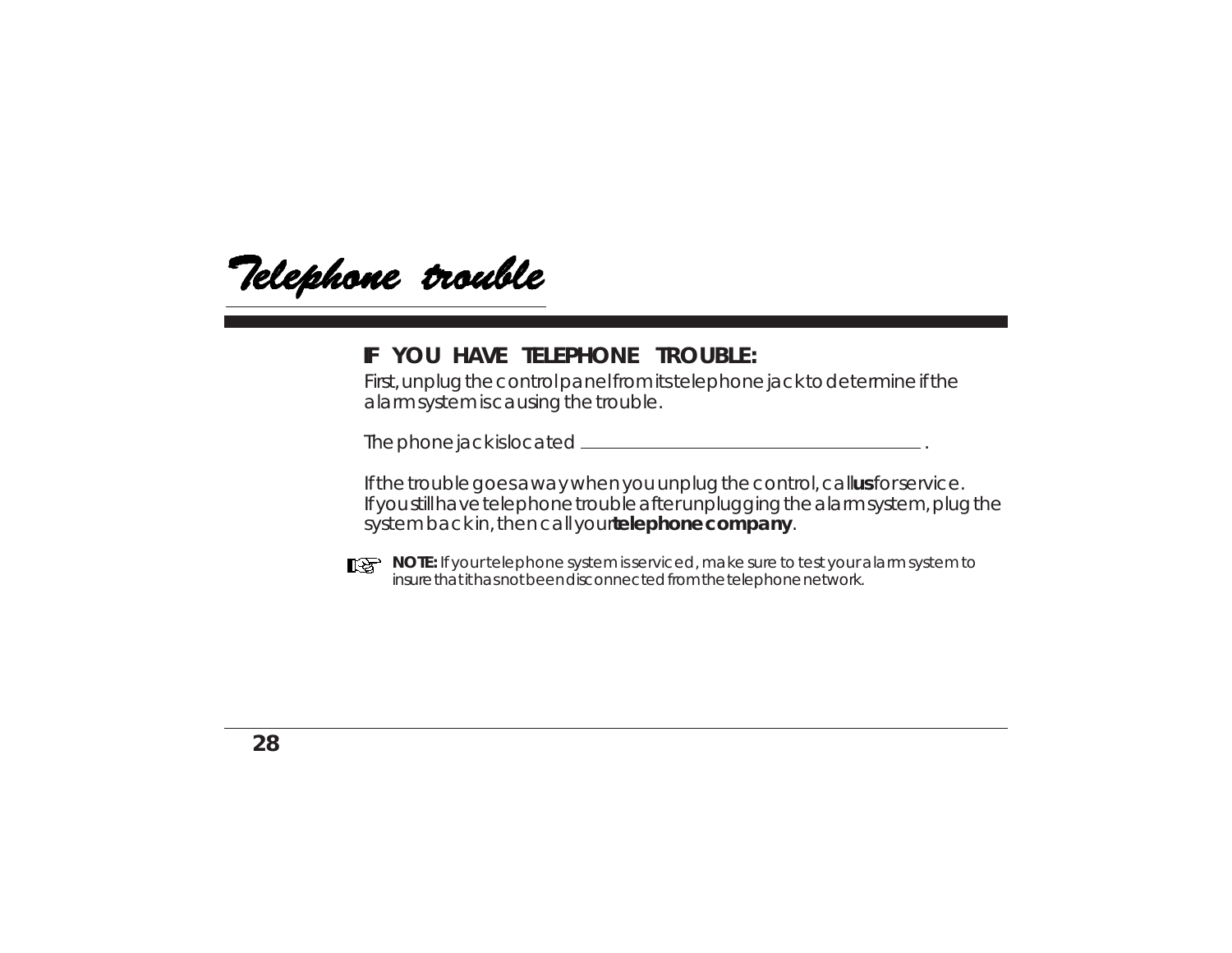# Telephone trouble

**IF YOU HAVE TELEPHONE TROUBLE:**

First, unplug the control panel from its telephone jack to determine if the alarm system is causing the trouble.

The phone jack is located ________________________________________ .

If the trouble goes away when you unplug the control, call **us** for service. If you still have telephone trouble after unplugging the alarm system, plug the system back in, then call your **telephone company**.

☞ ***NOTE:*** *If your telephone system is serviced, make sure to test your alarm system to insure that it has not been disconnected from the telephone network.*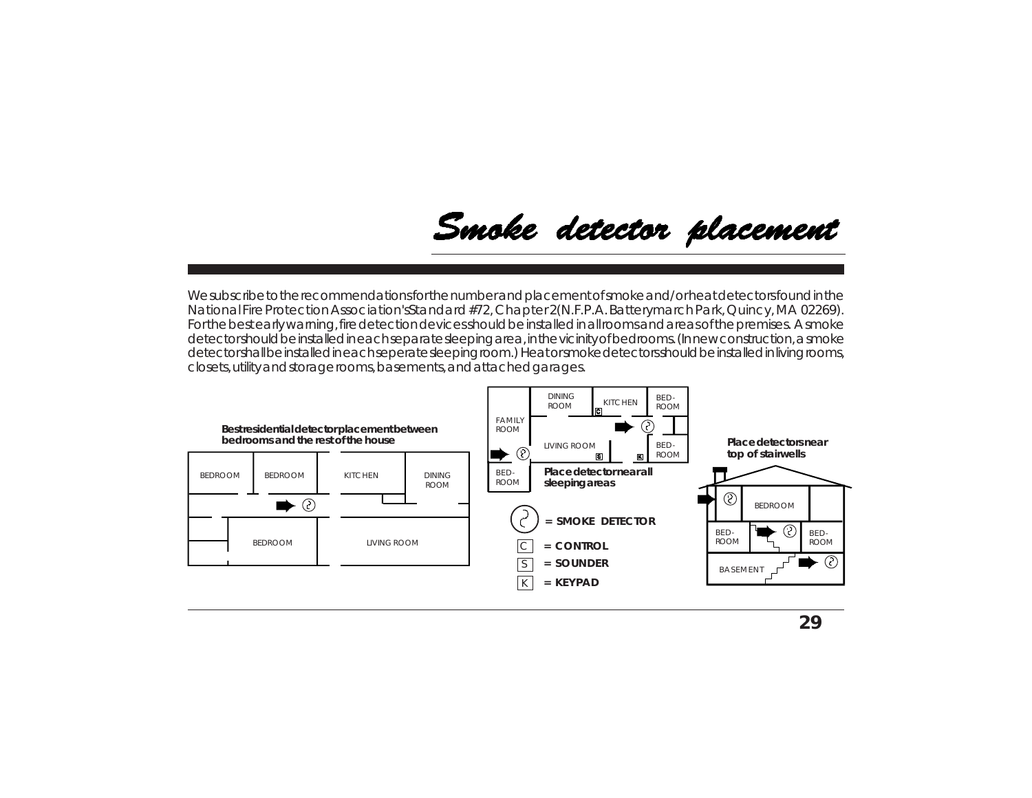# Smoke detector placement

We subscribe to the recommendations for the number and placement of smoke and/or heat detectors found in the National Fire Protection Association's Standard #72, Chapter 2 (N.F.P.A. Batterymarch Park, Quincy, MA 02269). For the best early warning, fire detection devices should be installed in all rooms and areas of the premises. A smoke detector should be installed in each separate sleeping area, in the vicinity of bedrooms. (In new construction, a smoke detector shall be installed in each seperate sleeping room.) Heat or smoke detectors should be installed in living rooms, closets, utility and storage rooms, basements, and attached garages.

**Best residential detector placement between bedrooms and the rest of the house**

BEDROOM, BEDROOM, KITCHEN, DINING ROOM, BEDROOM, LIVING ROOM

DINING ROOM, KITCHEN, BED-ROOM, FAMILY ROOM, LIVING ROOM, BED-ROOM, BED-ROOM

**Place detector near all sleeping areas**

- **= SMOKE DETECTOR**
- C **= CONTROL**
- S **= SOUNDER**
- K **= KEYPAD**

**Place detectors near top of stairwells**

BEDROOM, BED-ROOM, BED-ROOM, BASEMENT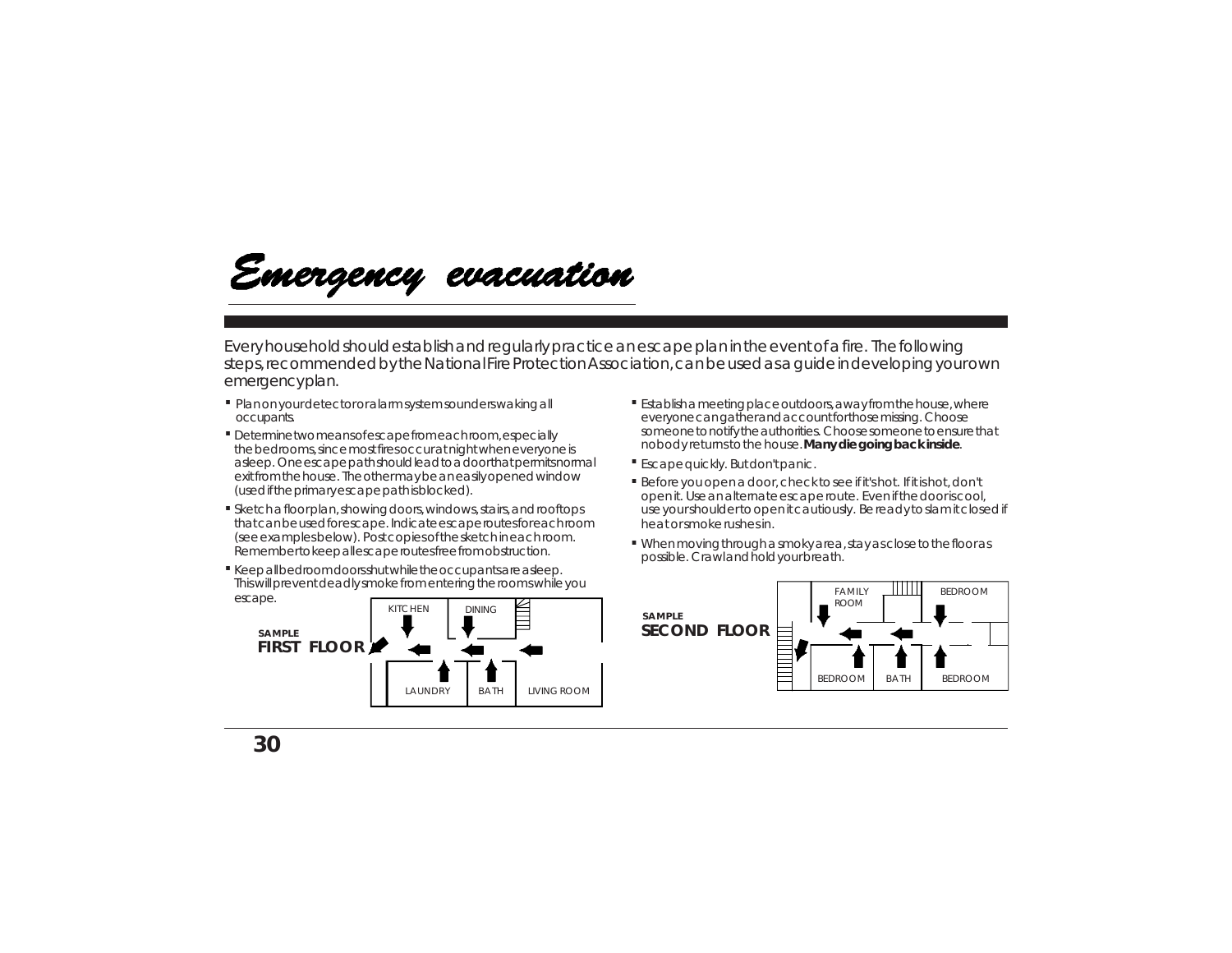# *Emergency evacuation*

Every household should establish and regularly practice an escape plan in the event of a fire. The following steps, recommended by the National Fire Protection Association, can be used as a guide in developing your own emergency plan.

- Plan on your detector or alarm system sounders waking all occupants.
- Determine two means of escape from each room, especially the bedrooms, since most fires occur at night when everyone is asleep. One escape path should lead to a door that permits normal exit from the house. The other may be an easily opened window (used if the primary escape path is blocked).
- Sketch a floorplan, showing doors, windows, stairs, and rooftops that can be used for escape. Indicate escape routes for each room (see examples below). Post copies of the sketch in each room. Remember to keep all escape routes free from obstruction.
- Keep all bedroom doors shut while the occupants are asleep. This will prevent deadly smoke from entering the rooms while you escape.
- Establish a meeting place outdoors, away from the house, where everyone can gather and account for those missing. Choose someone to notify the authorities. Choose someone to ensure that nobody returns to the house. **Many die going back inside**.
- Escape quickly. But don't panic.
- Before you open a door, check to see if it's hot. If it is hot, don't open it. Use an alternate escape route. Even if the door is cool, use your shoulder to open it cautiously. Be ready to slam it closed if heat or smoke rushes in.
- When moving through a smoky area, stay as close to the floor as possible. Crawl and hold your breath.

**SAMPLE**
**FIRST FLOOR**

KITCHEN, DINING, LAUNDRY, BATH, LIVING ROOM

**SAMPLE**
**SECOND FLOOR**

FAMILY ROOM, BEDROOM, BEDROOM, BATH, BEDROOM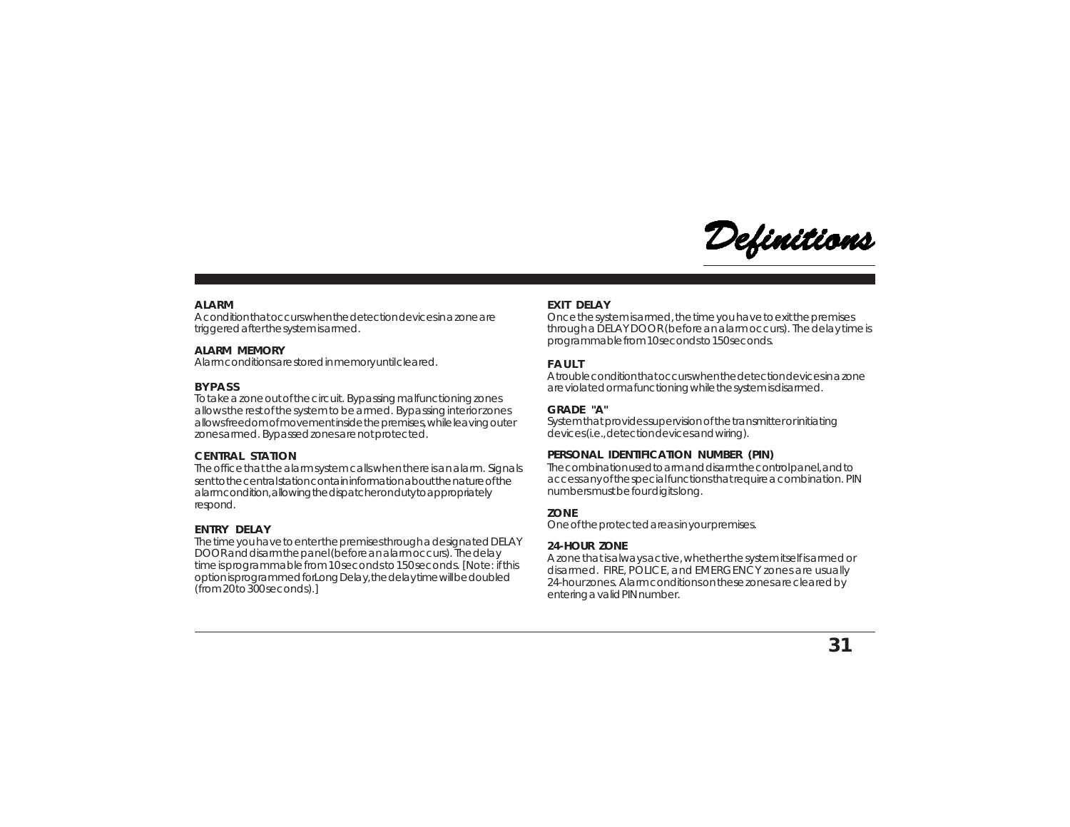# Definitions

### ALARM
A condition that occurs when the detection devices in a zone are triggered after the system is armed.

### ALARM MEMORY
Alarm conditions are stored in memory until cleared.

### BYPASS
To take a zone out of the circuit. Bypassing malfunctioning zones allows the rest of the system to be armed. Bypassing interior zones allows freedom of movement inside the premises, while leaving outer zones armed. Bypassed zones are not protected.

### CENTRAL STATION
The office that the alarm system calls when there is an alarm. Signals sent to the central station contain information about the nature of the alarm condition, allowing the dispatcher on duty to appropriately respond.

### ENTRY DELAY
The time you have to enter the premises through a designated DELAY DOOR and disarm the panel (before an alarm occurs). The delay time is programmable from 10 seconds to 150 seconds. [Note: if this option is programmed for Long Delay, the delay time will be doubled (from 20 to 300 seconds).]

### EXIT DELAY
Once the system is armed, the time you have to exit the premises through a DELAY DOOR (before an alarm occurs). The delay time is programmable from 10 seconds to 150 seconds.

### FAULT
A trouble condition that occurs when the detection devices in a zone are violated or malfunctioning while the system is disarmed.

### GRADE "A"
System that provides supervision of the transmitter or initiating devices (i.e., detection devices and wiring).

### PERSONAL IDENTIFICATION NUMBER (PIN)
The combination used to arm and disarm the control panel, and to access any of the special functions that require a combination. PIN numbers must be four digits long.

### ZONE
One of the protected areas in your premises.

### 24-HOUR ZONE
A zone that is always active, whether the system itself is armed or disarmed. FIRE, POLICE, and EMERGENCY zones are usually 24-hour zones. Alarm conditions on these zones are cleared by entering a valid PIN number.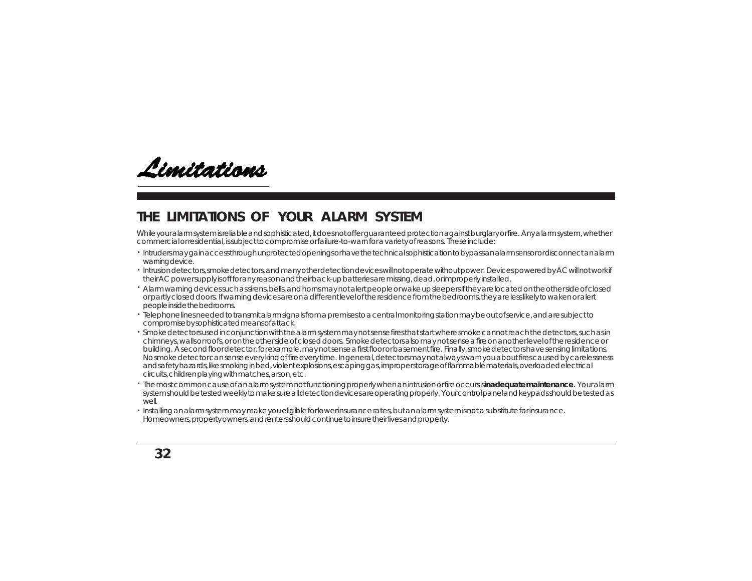# Limitations

## THE LIMITATIONS OF YOUR ALARM SYSTEM

While your alarm system is reliable and sophisticated, it does not offer guaranteed protection against burglary or fire. Any alarm system, whether commercial or residential, is subject to compromise or failure-to-warn for a variety of reasons. These include:

- Intruders may gain access through unprotected openings or have the technical sophistication to bypass an alarm sensor or disconnect an alarm warning device.
- Intrusion detectors, smoke detectors, and many other detection devices will not operate without power. Devices powered by AC will not work if their AC power supply is off for any reason and their back-up batteries are missing, dead, or improperly installed.
- Alarm warning devices such as sirens, bells, and horns may not alert people or wake up sleepers if they are located on the other side of closed or partly closed doors. If warning devices are on a different level of the residence from the bedrooms, they are less likely to waken or alert people inside the bedrooms.
- Telephone lines needed to transmit alarm signals from a premises to a central monitoring station may be out of service, and are subject to compromise by sophisticated means of attack.
- Smoke detectors used in conjunction with the alarm system may not sense fires that start where smoke cannot reach the detectors, such as in chimneys, walls or roofs, or on the other side of closed doors. Smoke detectors also may not sense a fire on another level of the residence or building. A second floor detector, for example, may not sense a first floor or basement fire. Finally, smoke detectors have sensing limitations. No smoke detector can sense every kind of fire every time. In general, detectors may not always warn you about fires caused by carelessness and safety hazards, like smoking in bed, violent explosions, escaping gas, improper storage of flammable materials, overloaded electrical circuits, children playing with matches, arson, etc.
- The most common cause of an alarm system not functioning properly when an intrusion or fire occurs is **inadequate maintenance**. Your alarm system should be tested weekly to make sure all detection devices are operating properly. Your control panel and keypads should be tested as well.
- Installing an alarm system may make you eligible for lower insurance rates, but an alarm system is not a substitute for insurance. Homeowners, property owners, and renters should continue to insure their lives and property.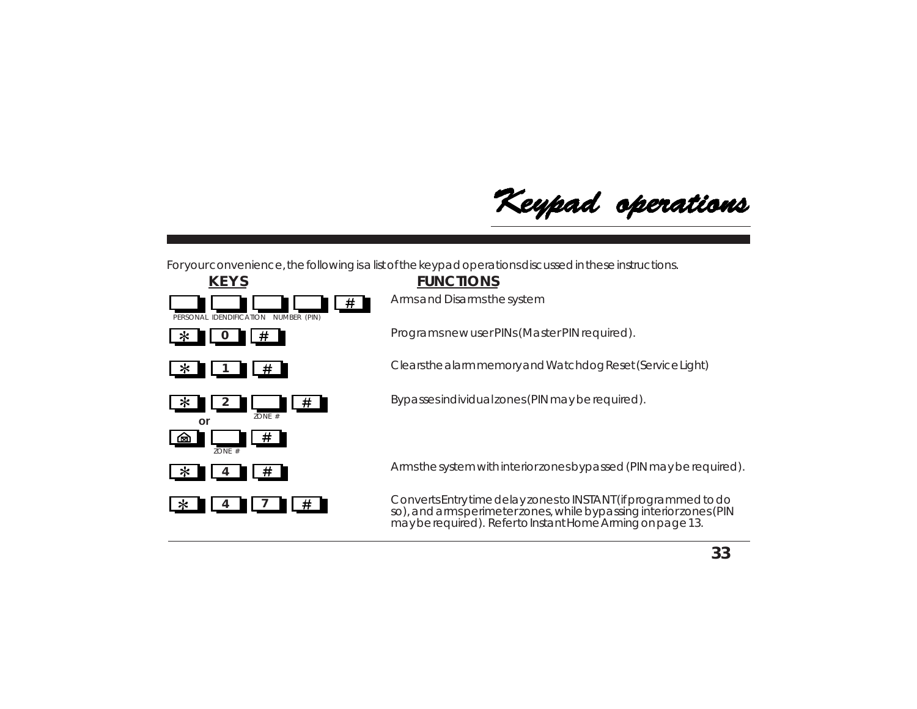# Keypad operations

For your convenience, the following is a list of the keypad operations discussed in these instructions.

| KEYS | FUNCTIONS |
|---|---|
| [ ] [ ] [ ] [ ] [#] (PERSONAL IDENDIFICATION NUMBER (PIN)) | Arms and Disarms the system |
| [*] [0] [#] | Programs new user PINs (Master PIN required). |
| [*] [1] [#] | Clears the alarm memory and Watchdog Reset (Service Light) |
| [*] [2] [ ZONE # ] [#] or [⌂] [ ZONE # ] [#] | Bypasses individual zones (PIN may be required). |
| [*] [4] [#] | Arms the system with interior zones bypassed (PIN may be required). |
| [*] [4] [7] [#] | Converts Entry time delay zones to INSTANT (if programmed to do so), and arms perimeter zones, while bypassing interior zones (PIN may be required). Refer to Instant Home Arming on page 13. |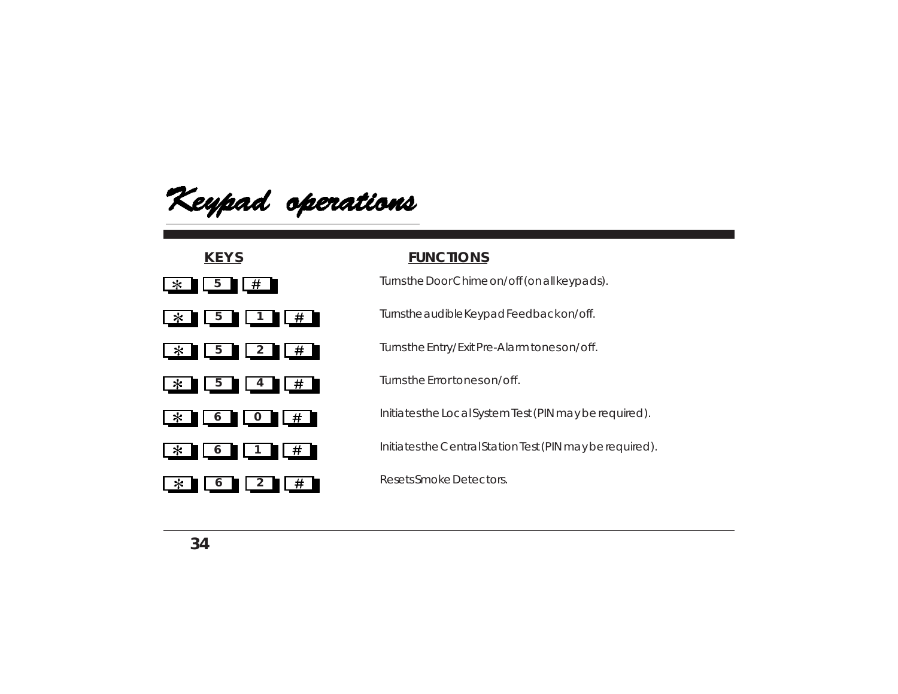# Keypad operations

| KEYS | FUNCTIONS |
| --- | --- |
| * 5 # | Turns the Door Chime on/off (on all keypads). |
| * 5 1 # | Turns the audible Keypad Feedback on/off. |
| * 5 2 # | Turns the Entry/Exit Pre-Alarm tones on/off. |
| * 5 4 # | Turns the Error tones on/off. |
| * 6 0 # | Initiates the Local System Test (PIN may be required). |
| * 6 1 # | Initiates the Central Station Test (PIN may be required). |
| * 6 2 # | Resets Smoke Detectors. |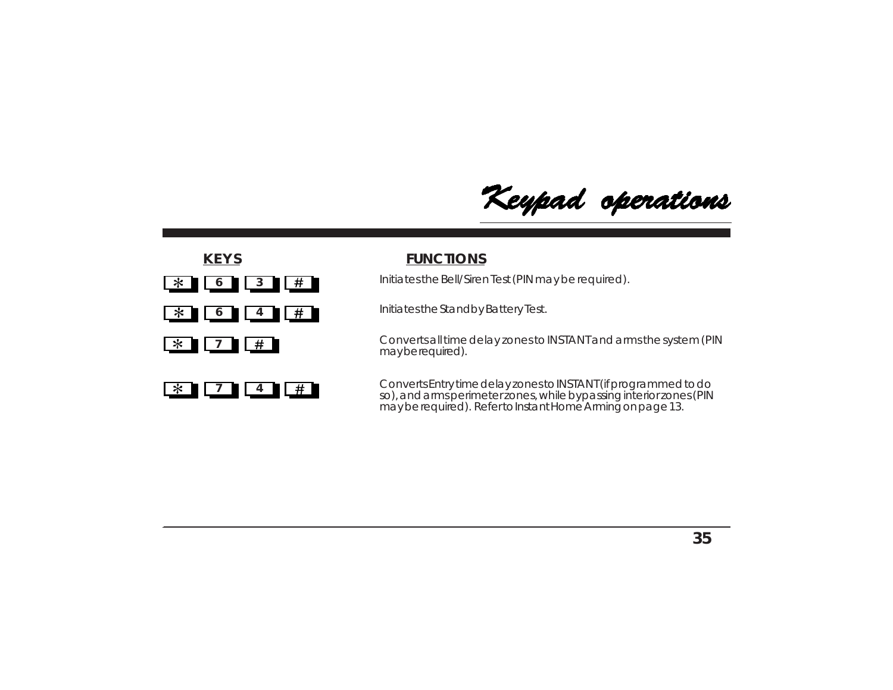# Keypad operations

| KEYS | FUNCTIONS |
| --- | --- |
| * 6 3 # | Initiates the Bell/Siren Test (PIN may be required). |
| * 6 4 # | Initiates the Standby Battery Test. |
| * 7 # | Converts all time delay zones to INSTANT and arms the system (PIN may be required). |
| * 7 4 # | Converts Entry time delay zones to INSTANT (if programmed to do so), and arms perimeter zones, while bypassing interior zones (PIN may be required). Refer to Instant Home Arming on page 13. |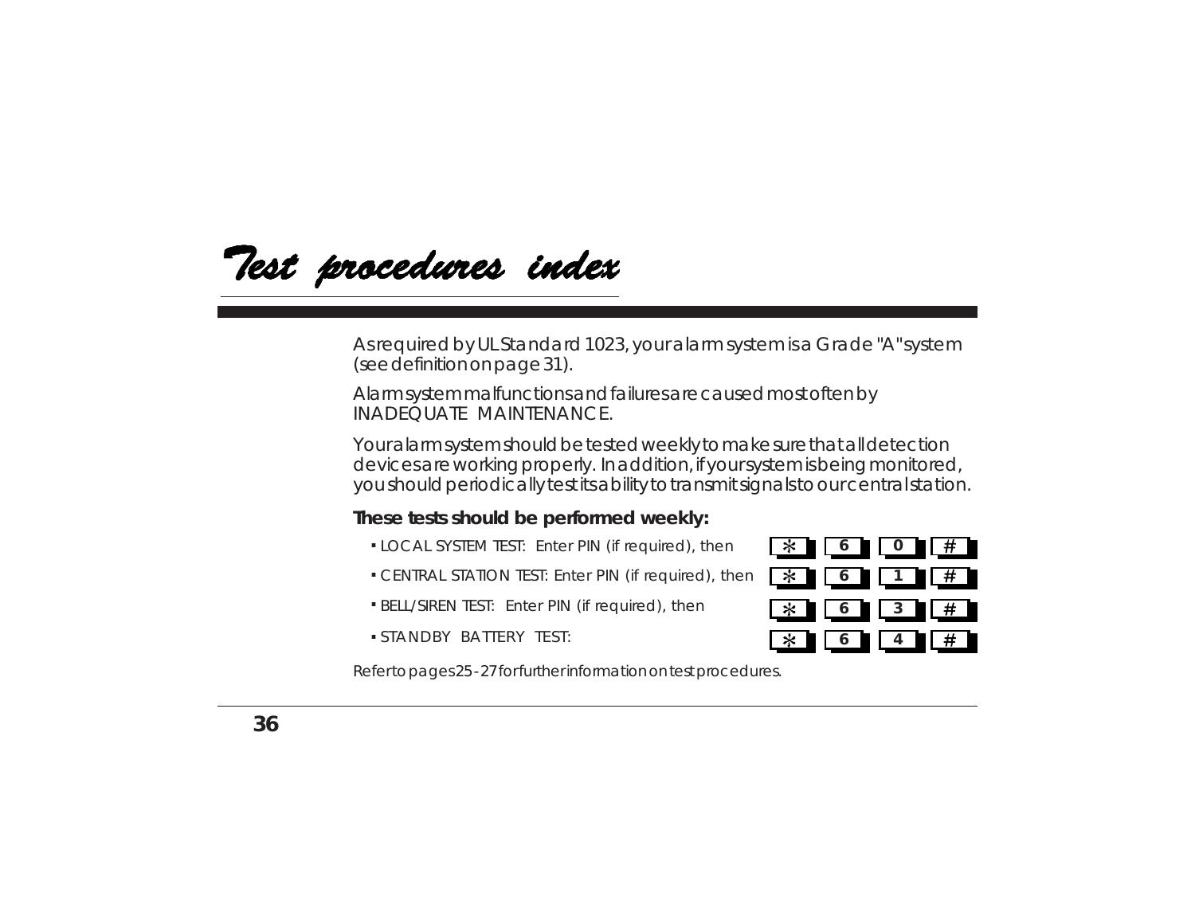# Test procedures index

As required by UL Standard 1023, your alarm system is a Grade "A" system (see definition on page 31).

Alarm system malfunctions and failures are caused most often by INADEQUATE MAINTENANCE.

Your alarm system should be tested weekly to make sure that all detection devices are working properly. In addition, if your system is being monitored, you should periodically test its ability to transmit signals to our central station.

**These tests should be performed weekly:**

- LOCAL SYSTEM TEST: Enter PIN (if required), then * 6 0 #
- CENTRAL STATION TEST: Enter PIN (if required), then * 6 1 #
- BELL/SIREN TEST: Enter PIN (if required), then * 6 3 #
- STANDBY BATTERY TEST: * 6 4 #

Refer to pages 25-27 for further information on test procedures.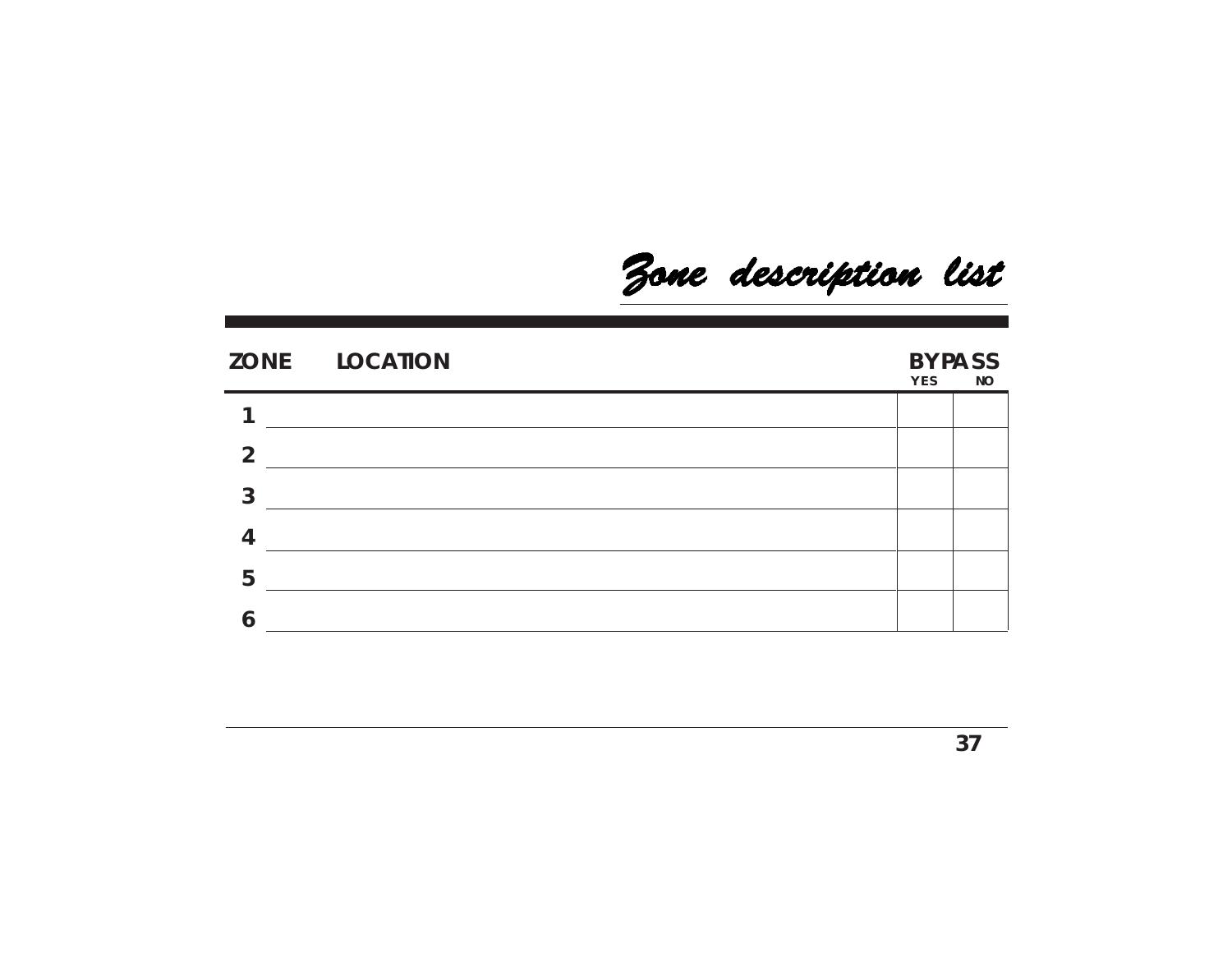# *Zone description list*

| ZONE | LOCATION | BYPASS YES | BYPASS NO |
|---|---|---|---|
| 1 | | | |
| 2 | | | |
| 3 | | | |
| 4 | | | |
| 5 | | | |
| 6 | | | |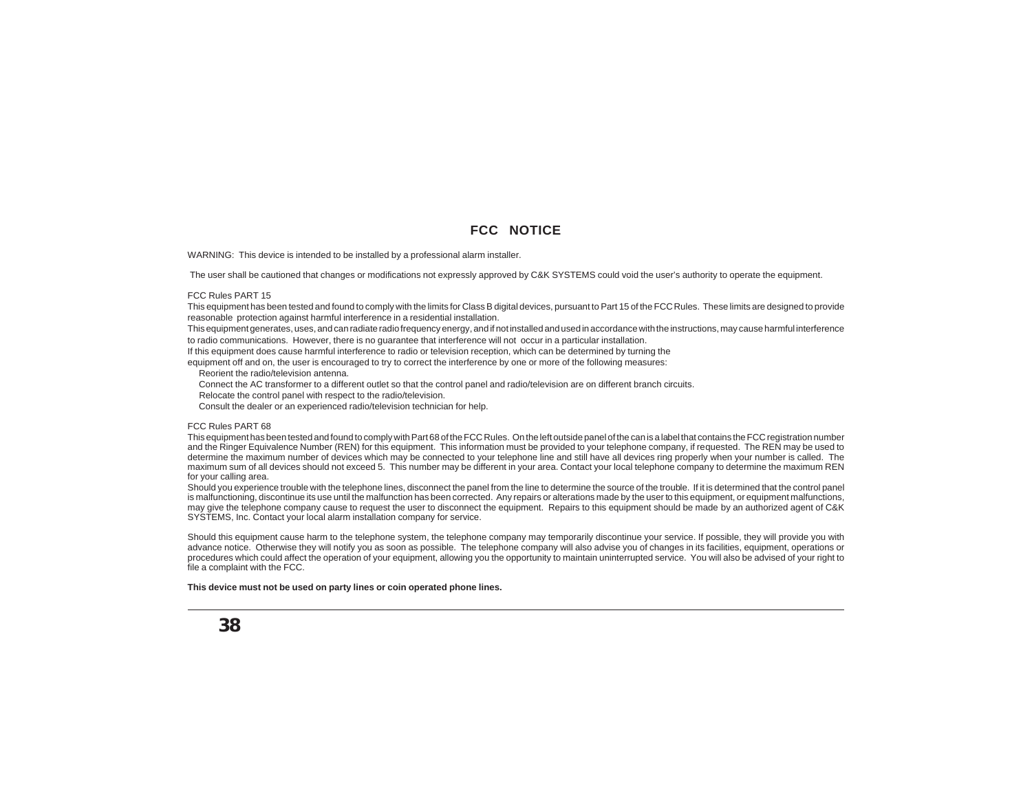# FCC NOTICE

WARNING: This device is intended to be installed by a professional alarm installer.

The user shall be cautioned that changes or modifications not expressly approved by C&K SYSTEMS could void the user's authority to operate the equipment.

FCC Rules PART 15

This equipment has been tested and found to comply with the limits for Class B digital devices, pursuant to Part 15 of the FCC Rules. These limits are designed to provide reasonable protection against harmful interference in a residential installation.

This equipment generates, uses, and can radiate radio frequency energy, and if not installed and used in accordance with the instructions, may cause harmful interference to radio communications. However, there is no guarantee that interference will not occur in a particular installation.

If this equipment does cause harmful interference to radio or television reception, which can be determined by turning the equipment off and on, the user is encouraged to try to correct the interference by one or more of the following measures:

- Reorient the radio/television antenna.
- Connect the AC transformer to a different outlet so that the control panel and radio/television are on different branch circuits.
- Relocate the control panel with respect to the radio/television.
- Consult the dealer or an experienced radio/television technician for help.

FCC Rules PART 68

This equipment has been tested and found to comply with Part 68 of the FCC Rules. On the left outside panel of the can is a label that contains the FCC registration number and the Ringer Equivalence Number (REN) for this equipment. This information must be provided to your telephone company, if requested. The REN may be used to determine the maximum number of devices which may be connected to your telephone line and still have all devices ring properly when your number is called. The maximum sum of all devices should not exceed 5. This number may be different in your area. Contact your local telephone company to determine the maximum REN for your calling area.

Should you experience trouble with the telephone lines, disconnect the panel from the line to determine the source of the trouble. If it is determined that the control panel is malfunctioning, discontinue its use until the malfunction has been corrected. Any repairs or alterations made by the user to this equipment, or equipment malfunctions, may give the telephone company cause to request the user to disconnect the equipment. Repairs to this equipment should be made by an authorized agent of C&K SYSTEMS, Inc. Contact your local alarm installation company for service.

Should this equipment cause harm to the telephone system, the telephone company may temporarily discontinue your service. If possible, they will provide you with advance notice. Otherwise they will notify you as soon as possible. The telephone company will also advise you of changes in its facilities, equipment, operations or procedures which could affect the operation of your equipment, allowing you the opportunity to maintain uninterrupted service. You will also be advised of your right to file a complaint with the FCC.

**This device must not be used on party lines or coin operated phone lines.**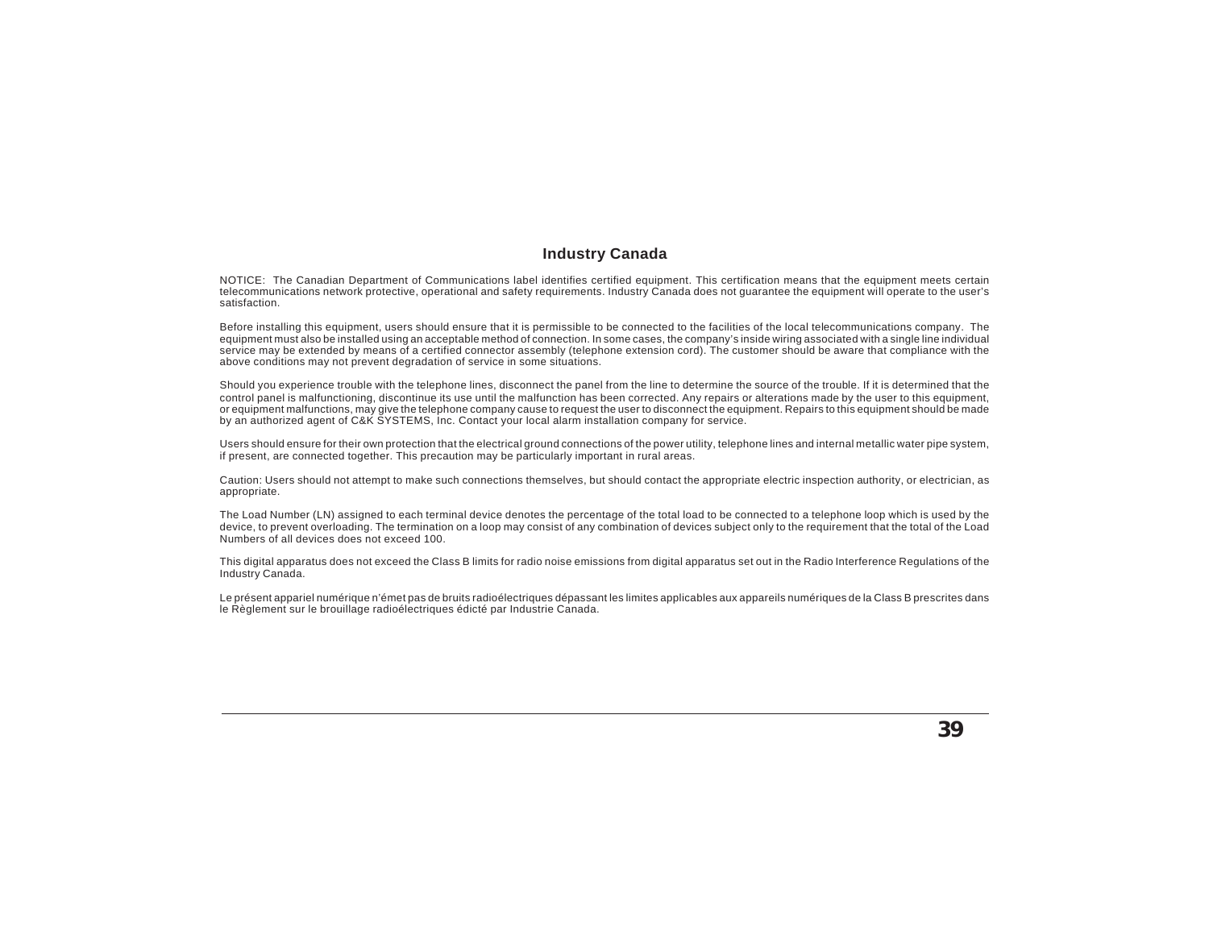## Industry Canada

NOTICE: The Canadian Department of Communications label identifies certified equipment. This certification means that the equipment meets certain telecommunications network protective, operational and safety requirements. Industry Canada does not guarantee the equipment will operate to the user's satisfaction.

Before installing this equipment, users should ensure that it is permissible to be connected to the facilities of the local telecommunications company. The equipment must also be installed using an acceptable method of connection. In some cases, the company's inside wiring associated with a single line individual service may be extended by means of a certified connector assembly (telephone extension cord). The customer should be aware that compliance with the above conditions may not prevent degradation of service in some situations.

Should you experience trouble with the telephone lines, disconnect the panel from the line to determine the source of the trouble. If it is determined that the control panel is malfunctioning, discontinue its use until the malfunction has been corrected. Any repairs or alterations made by the user to this equipment, or equipment malfunctions, may give the telephone company cause to request the user to disconnect the equipment. Repairs to this equipment should be made by an authorized agent of C&K SYSTEMS, Inc. Contact your local alarm installation company for service.

Users should ensure for their own protection that the electrical ground connections of the power utility, telephone lines and internal metallic water pipe system, if present, are connected together. This precaution may be particularly important in rural areas.

Caution: Users should not attempt to make such connections themselves, but should contact the appropriate electric inspection authority, or electrician, as appropriate.

The Load Number (LN) assigned to each terminal device denotes the percentage of the total load to be connected to a telephone loop which is used by the device, to prevent overloading. The termination on a loop may consist of any combination of devices subject only to the requirement that the total of the Load Numbers of all devices does not exceed 100.

This digital apparatus does not exceed the Class B limits for radio noise emissions from digital apparatus set out in the Radio Interference Regulations of the Industry Canada.

Le présent appariel numérique n'émet pas de bruits radioélectriques dépassant les limites applicables aux appareils numériques de la Class B prescrites dans le Règlement sur le brouillage radioélectriques édicté par Industrie Canada.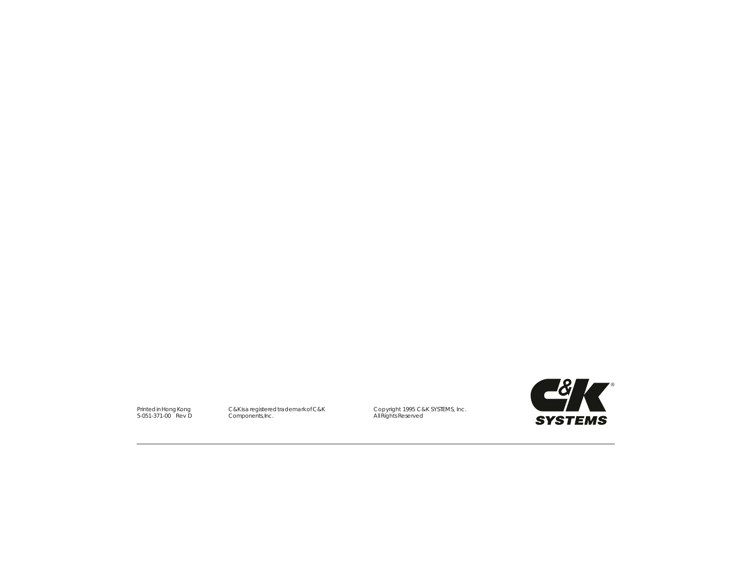Printed in Hong Kong
5-051-371-00 Rev D

C&K is a registered trademark of C&K Components, Inc.

Copyright 1995 C&K SYSTEMS, Inc.
All Rights Reserved

C&K® SYSTEMS